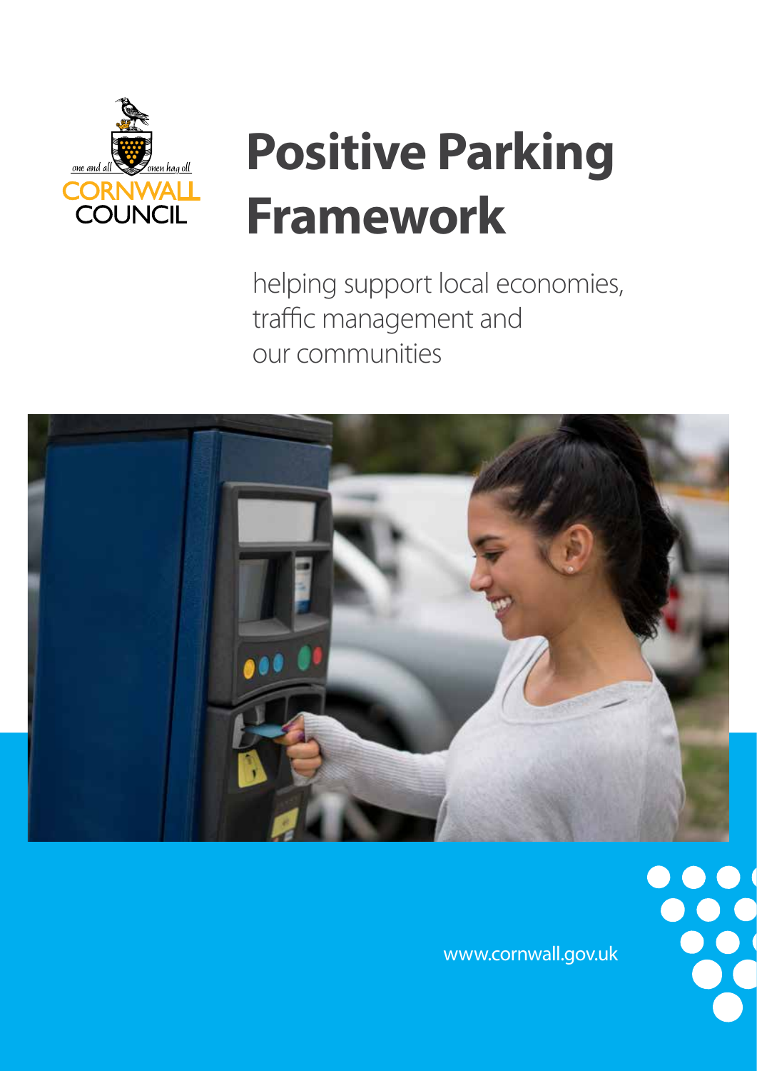one and all · onen hag oll

CORNWALL COUNCIL

# Positive Parking Framework

helping support local economies, traffic management and our communities

www.cornwall.gov.uk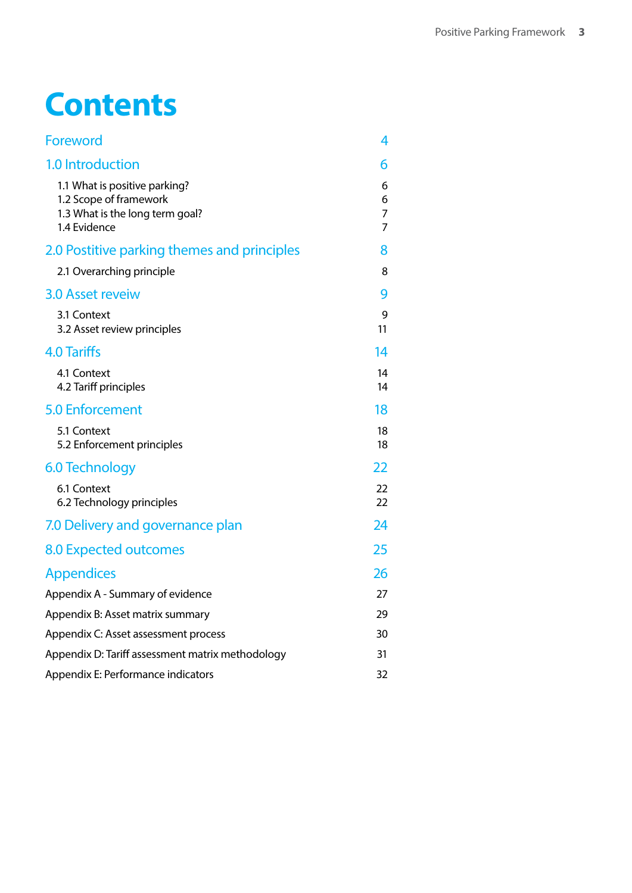# Contents

| | |
|---|---|
| Foreword | 4 |
| 1.0 Introduction | 6 |
| 1.1 What is positive parking? | 6 |
| 1.2 Scope of framework | 6 |
| 1.3 What is the long term goal? | 7 |
| 1.4 Evidence | 7 |
| 2.0 Postitive parking themes and principles | 8 |
| 2.1 Overarching principle | 8 |
| 3.0 Asset reveiw | 9 |
| 3.1 Context | 9 |
| 3.2 Asset review principles | 11 |
| 4.0 Tariffs | 14 |
| 4.1 Context | 14 |
| 4.2 Tariff principles | 14 |
| 5.0 Enforcement | 18 |
| 5.1 Context | 18 |
| 5.2 Enforcement principles | 18 |
| 6.0 Technology | 22 |
| 6.1 Context | 22 |
| 6.2 Technology principles | 22 |
| 7.0 Delivery and governance plan | 24 |
| 8.0 Expected outcomes | 25 |
| Appendices | 26 |
| Appendix A - Summary of evidence | 27 |
| Appendix B: Asset matrix summary | 29 |
| Appendix C: Asset assessment process | 30 |
| Appendix D: Tariff assessment matrix methodology | 31 |
| Appendix E: Performance indicators | 32 |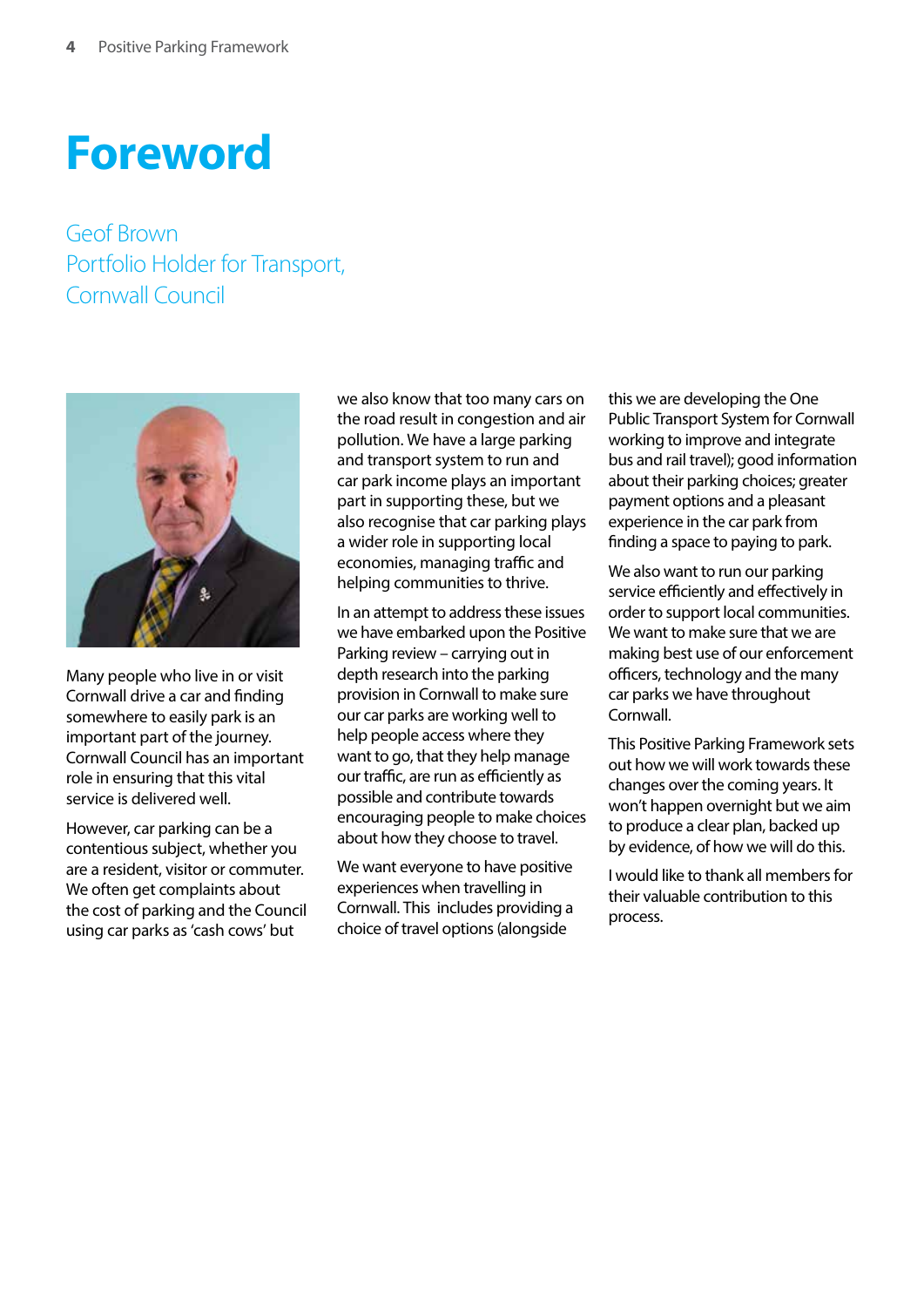# Foreword

Geof Brown
Portfolio Holder for Transport,
Cornwall Council

Many people who live in or visit Cornwall drive a car and finding somewhere to easily park is an important part of the journey. Cornwall Council has an important role in ensuring that this vital service is delivered well.

However, car parking can be a contentious subject, whether you are a resident, visitor or commuter. We often get complaints about the cost of parking and the Council using car parks as 'cash cows' but we also know that too many cars on the road result in congestion and air pollution. We have a large parking and transport system to run and car park income plays an important part in supporting these, but we also recognise that car parking plays a wider role in supporting local economies, managing traffic and helping communities to thrive.

In an attempt to address these issues we have embarked upon the Positive Parking review – carrying out in depth research into the parking provision in Cornwall to make sure our car parks are working well to help people access where they want to go, that they help manage our traffic, are run as efficiently as possible and contribute towards encouraging people to make choices about how they choose to travel.

We want everyone to have positive experiences when travelling in Cornwall. This includes providing a choice of travel options (alongside this we are developing the One Public Transport System for Cornwall working to improve and integrate bus and rail travel); good information about their parking choices; greater payment options and a pleasant experience in the car park from finding a space to paying to park.

We also want to run our parking service efficiently and effectively in order to support local communities. We want to make sure that we are making best use of our enforcement officers, technology and the many car parks we have throughout Cornwall.

This Positive Parking Framework sets out how we will work towards these changes over the coming years. It won't happen overnight but we aim to produce a clear plan, backed up by evidence, of how we will do this.

I would like to thank all members for their valuable contribution to this process.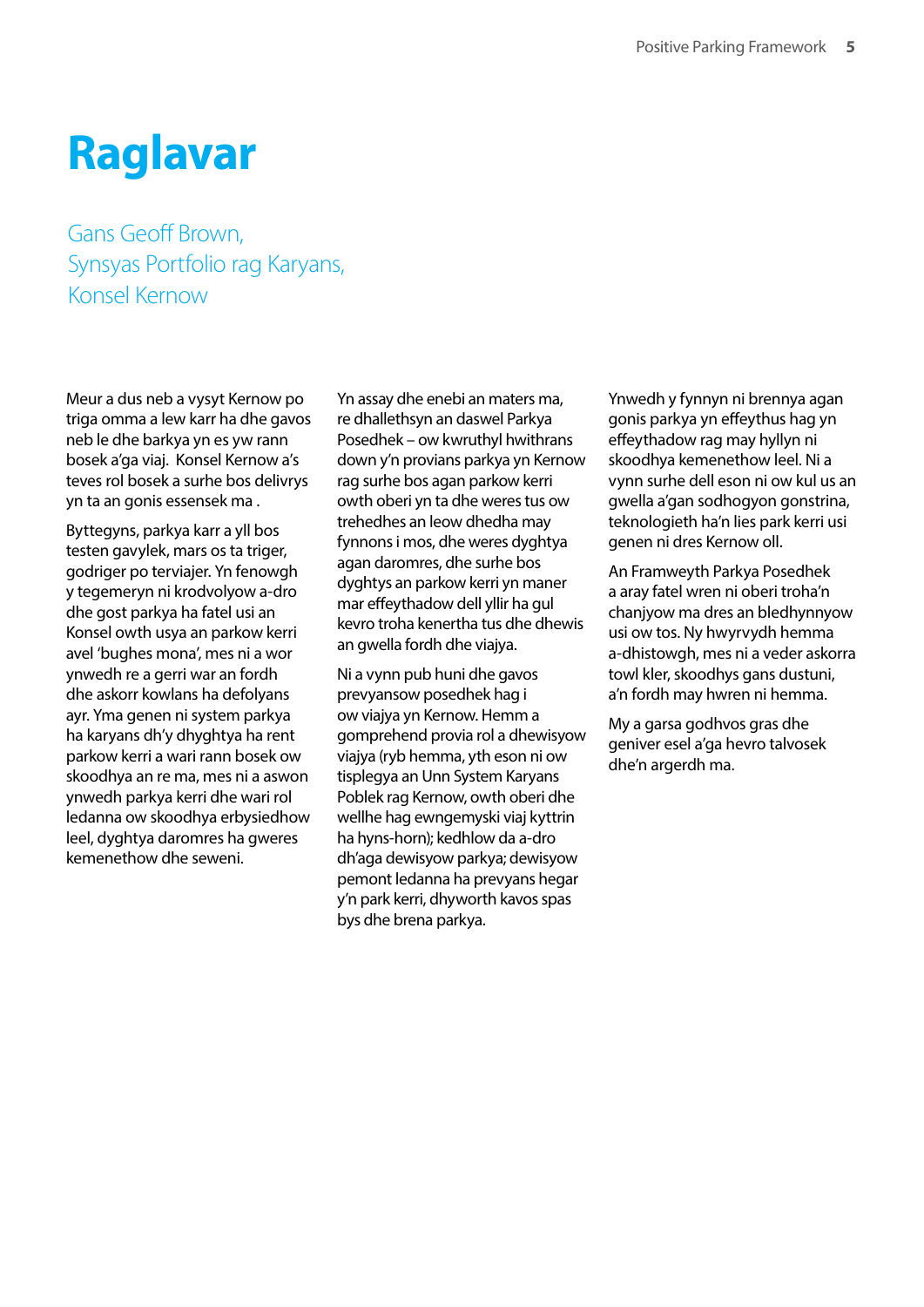# Raglavar

Gans Geoff Brown,
Synsyas Portfolio rag Karyans,
Konsel Kernow

Meur a dus neb a vysyt Kernow po triga omma a lew karr ha dhe gavos neb le dhe barkya yn es yw rann bosek a'ga viaj. Konsel Kernow a's teves rol bosek a surhe bos delivrys yn ta an gonis essensek ma .

Byttegyns, parkya karr a yll bos testen gavylek, mars os ta triger, godriger po terviajer. Yn fenowgh y tegemeryn ni krodvolyow a-dro dhe gost parkya ha fatel usi an Konsel owth usya an parkow kerri avel 'bughes mona', mes ni a wor ynwedh re a gerri war an fordh dhe askorr kowlans ha defolyans ayr. Yma genen ni system parkya ha karyans dh'y dhyghtya ha rent parkow kerri a wari rann bosek ow skoodhya an re ma, mes ni a aswon ynwedh parkya kerri dhe wari rol ledanna ow skoodhya erbysiedhow leel, dyghtya daromres ha gweres kemenethow dhe seweni.

Yn assay dhe enebi an maters ma, re dhallethsyn an daswel Parkya Posedhek – ow kwruthyl hwithrans down y'n provians parkya yn Kernow rag surhe bos agan parkow kerri owth oberi yn ta dhe weres tus ow trehedhes an leow dhedha may fynnons i mos, dhe weres dyghtya agan daromres, dhe surhe bos dyghtys an parkow kerri yn maner mar effeythadow dell yllir ha gul kevro troha kenertha tus dhe dhewis an gwella fordh dhe viajya.

Ni a vynn pub huni dhe gavos prevyansow posedhek hag i ow viajya yn Kernow. Hemm a gomprehend provia rol a dhewisyow viajya (ryb hemma, yth eson ni ow tisplegya an Unn System Karyans Poblek rag Kernow, owth oberi dhe wellhe hag ewngemyski viaj kyttrin ha hyns-horn); kedhlow da a-dro dh'aga dewisyow parkya; dewisyow pemont ledanna ha prevyans hegar y'n park kerri, dhyworth kavos spas bys dhe brena parkya.

Ynwedh y fynnyn ni brennya agan gonis parkya yn effeythus hag yn effeythadow rag may hyllyn ni skoodhya kemenethow leel. Ni a vynn surhe dell eson ni ow kul us an gwella a'gan sodhogyon gonstrina, teknologieth ha'n lies park kerri usi genen ni dres Kernow oll.

An Framweyth Parkya Posedhek a aray fatel wren ni oberi troha'n chanjyow ma dres an bledhynnyow usi ow tos. Ny hwyrvydh hemma a-dhistowgh, mes ni a veder askorra towl kler, skoodhys gans dustuni, a'n fordh may hwren ni hemma.

My a garsa godhvos gras dhe geniver esel a'ga hevro talvosek dhe'n argerdh ma.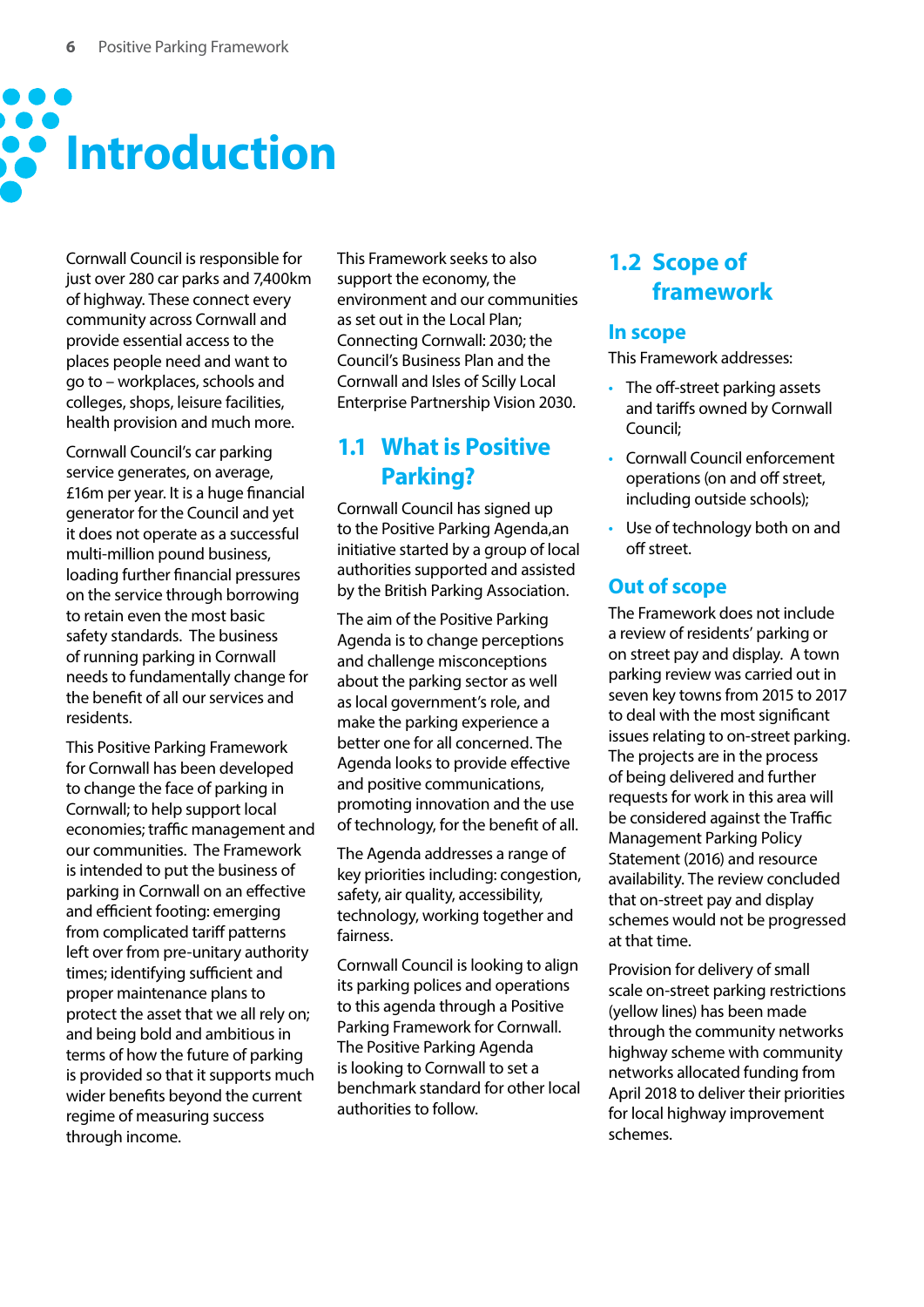# Introduction

Cornwall Council is responsible for just over 280 car parks and 7,400km of highway. These connect every community across Cornwall and provide essential access to the places people need and want to go to – workplaces, schools and colleges, shops, leisure facilities, health provision and much more.

Cornwall Council's car parking service generates, on average, £16m per year. It is a huge financial generator for the Council and yet it does not operate as a successful multi-million pound business, loading further financial pressures on the service through borrowing to retain even the most basic safety standards. The business of running parking in Cornwall needs to fundamentally change for the benefit of all our services and residents.

This Positive Parking Framework for Cornwall has been developed to change the face of parking in Cornwall; to help support local economies; traffic management and our communities. The Framework is intended to put the business of parking in Cornwall on an effective and efficient footing: emerging from complicated tariff patterns left over from pre-unitary authority times; identifying sufficient and proper maintenance plans to protect the asset that we all rely on; and being bold and ambitious in terms of how the future of parking is provided so that it supports much wider benefits beyond the current regime of measuring success through income.

This Framework seeks to also support the economy, the environment and our communities as set out in the Local Plan; Connecting Cornwall: 2030; the Council's Business Plan and the Cornwall and Isles of Scilly Local Enterprise Partnership Vision 2030.

## 1.1 What is Positive Parking?

Cornwall Council has signed up to the Positive Parking Agenda,an initiative started by a group of local authorities supported and assisted by the British Parking Association.

The aim of the Positive Parking Agenda is to change perceptions and challenge misconceptions about the parking sector as well as local government's role, and make the parking experience a better one for all concerned. The Agenda looks to provide effective and positive communications, promoting innovation and the use of technology, for the benefit of all.

The Agenda addresses a range of key priorities including: congestion, safety, air quality, accessibility, technology, working together and fairness.

Cornwall Council is looking to align its parking polices and operations to this agenda through a Positive Parking Framework for Cornwall. The Positive Parking Agenda is looking to Cornwall to set a benchmark standard for other local authorities to follow.

## 1.2 Scope of framework

### In scope

This Framework addresses:

- The off-street parking assets and tariffs owned by Cornwall Council;
- Cornwall Council enforcement operations (on and off street, including outside schools);
- Use of technology both on and off street.

### Out of scope

The Framework does not include a review of residents' parking or on street pay and display. A town parking review was carried out in seven key towns from 2015 to 2017 to deal with the most significant issues relating to on-street parking. The projects are in the process of being delivered and further requests for work in this area will be considered against the Traffic Management Parking Policy Statement (2016) and resource availability. The review concluded that on-street pay and display schemes would not be progressed at that time.

Provision for delivery of small scale on-street parking restrictions (yellow lines) has been made through the community networks highway scheme with community networks allocated funding from April 2018 to deliver their priorities for local highway improvement schemes.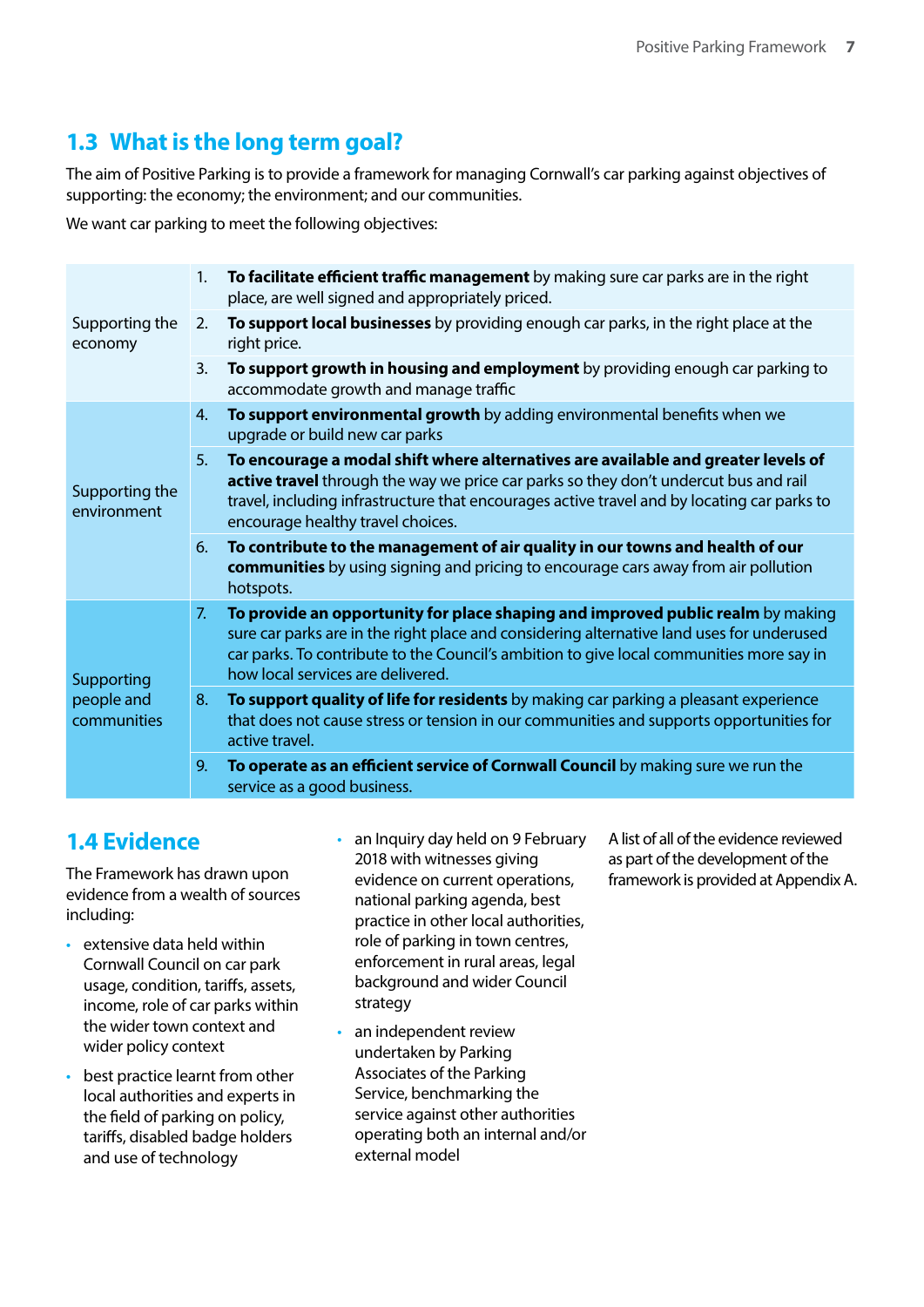## 1.3 What is the long term goal?

The aim of Positive Parking is to provide a framework for managing Cornwall's car parking against objectives of supporting: the economy; the environment; and our communities.

We want car parking to meet the following objectives:

| | |
|---|---|
| Supporting the economy | 1. **To facilitate efficient traffic management** by making sure car parks are in the right place, are well signed and appropriately priced. |
| | 2. **To support local businesses** by providing enough car parks, in the right place at the right price. |
| | 3. **To support growth in housing and employment** by providing enough car parking to accommodate growth and manage traffic |
| Supporting the environment | 4. **To support environmental growth** by adding environmental benefits when we upgrade or build new car parks |
| | 5. **To encourage a modal shift where alternatives are available and greater levels of active travel** through the way we price car parks so they don't undercut bus and rail travel, including infrastructure that encourages active travel and by locating car parks to encourage healthy travel choices. |
| | 6. **To contribute to the management of air quality in our towns and health of our communities** by using signing and pricing to encourage cars away from air pollution hotspots. |
| Supporting people and communities | 7. **To provide an opportunity for place shaping and improved public realm** by making sure car parks are in the right place and considering alternative land uses for underused car parks. To contribute to the Council's ambition to give local communities more say in how local services are delivered. |
| | 8. **To support quality of life for residents** by making car parking a pleasant experience that does not cause stress or tension in our communities and supports opportunities for active travel. |
| | 9. **To operate as an efficient service of Cornwall Council** by making sure we run the service as a good business. |

## 1.4 Evidence

The Framework has drawn upon evidence from a wealth of sources including:

- extensive data held within Cornwall Council on car park usage, condition, tariffs, assets, income, role of car parks within the wider town context and wider policy context
- best practice learnt from other local authorities and experts in the field of parking on policy, tariffs, disabled badge holders and use of technology
- an Inquiry day held on 9 February 2018 with witnesses giving evidence on current operations, national parking agenda, best practice in other local authorities, role of parking in town centres, enforcement in rural areas, legal background and wider Council strategy
- an independent review undertaken by Parking Associates of the Parking Service, benchmarking the service against other authorities operating both an internal and/or external model

A list of all of the evidence reviewed as part of the development of the framework is provided at Appendix A.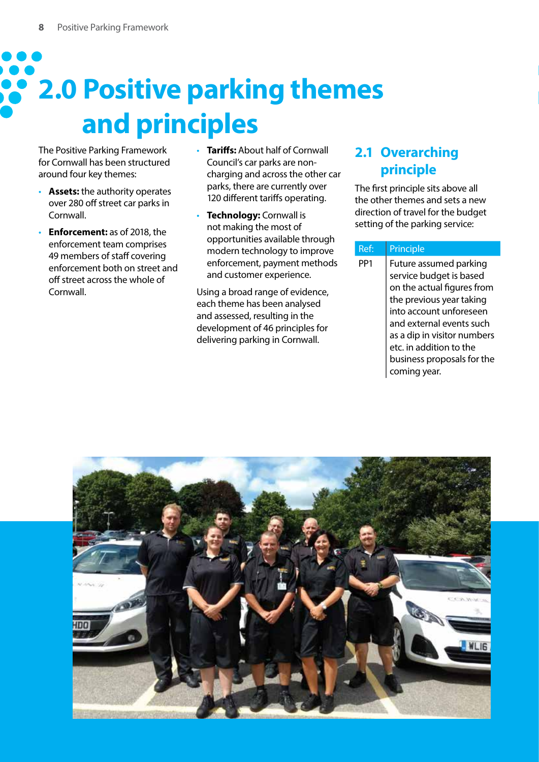# 2.0 Positive parking themes and principles

The Positive Parking Framework for Cornwall has been structured around four key themes:

- **Assets:** the authority operates over 280 off street car parks in Cornwall.
- **Enforcement:** as of 2018, the enforcement team comprises 49 members of staff covering enforcement both on street and off street across the whole of Cornwall.
- **Tariffs:** About half of Cornwall Council's car parks are non-charging and across the other car parks, there are currently over 120 different tariffs operating.
- **Technology:** Cornwall is not making the most of opportunities available through modern technology to improve enforcement, payment methods and customer experience.

Using a broad range of evidence, each theme has been analysed and assessed, resulting in the development of 46 principles for delivering parking in Cornwall.

## 2.1 Overarching principle

The first principle sits above all the other themes and sets a new direction of travel for the budget setting of the parking service:

| Ref: | Principle |
|---|---|
| PP1 | Future assumed parking service budget is based on the actual figures from the previous year taking into account unforeseen and external events such as a dip in visitor numbers etc. in addition to the business proposals for the coming year. |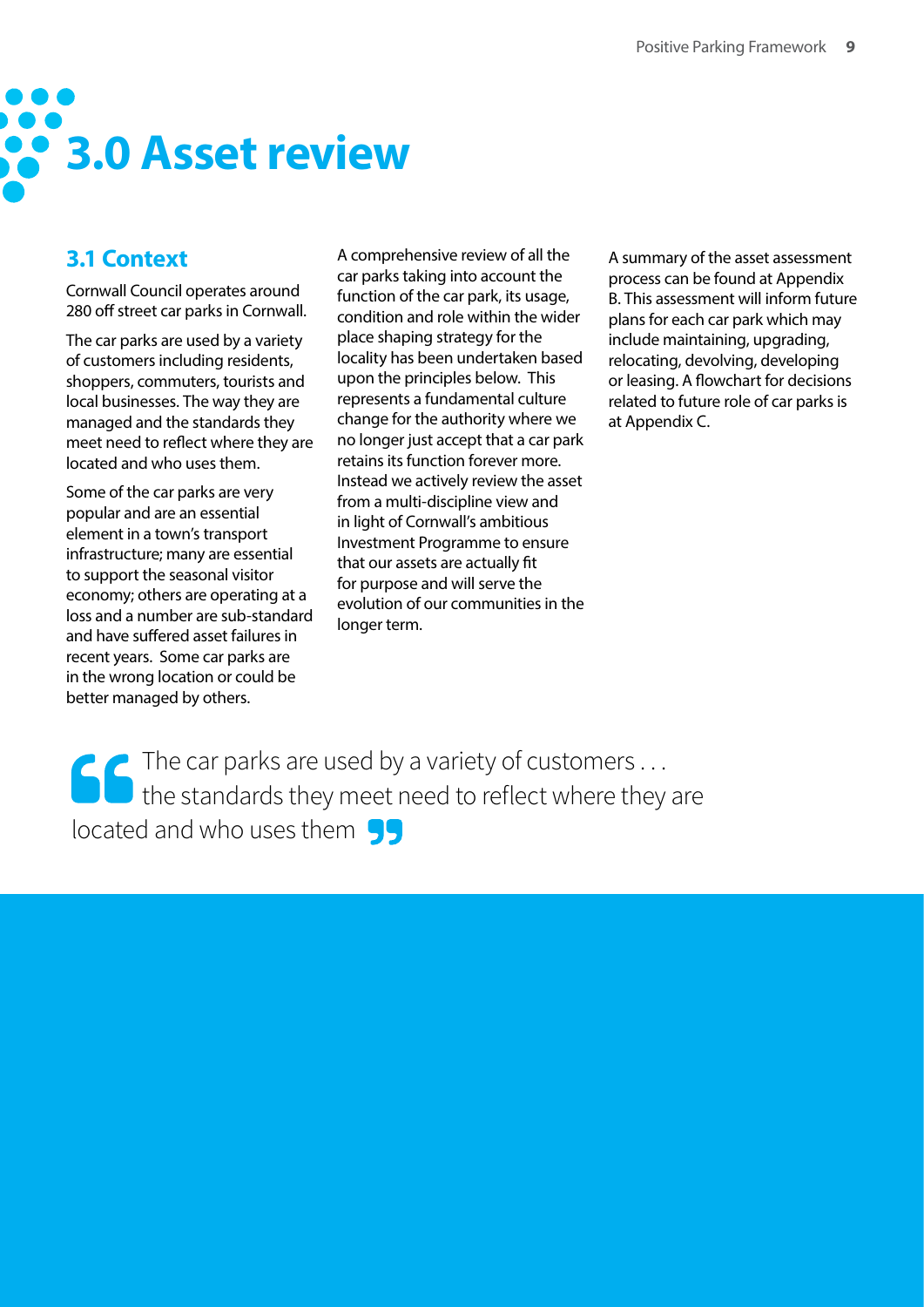# 3.0 Asset review

## 3.1 Context

Cornwall Council operates around 280 off street car parks in Cornwall.

The car parks are used by a variety of customers including residents, shoppers, commuters, tourists and local businesses. The way they are managed and the standards they meet need to reflect where they are located and who uses them.

Some of the car parks are very popular and are an essential element in a town's transport infrastructure; many are essential to support the seasonal visitor economy; others are operating at a loss and a number are sub-standard and have suffered asset failures in recent years. Some car parks are in the wrong location or could be better managed by others.

A comprehensive review of all the car parks taking into account the function of the car park, its usage, condition and role within the wider place shaping strategy for the locality has been undertaken based upon the principles below. This represents a fundamental culture change for the authority where we no longer just accept that a car park retains its function forever more. Instead we actively review the asset from a multi-discipline view and in light of Cornwall's ambitious Investment Programme to ensure that our assets are actually fit for purpose and will serve the evolution of our communities in the longer term.

A summary of the asset assessment process can be found at Appendix B. This assessment will inform future plans for each car park which may include maintaining, upgrading, relocating, devolving, developing or leasing. A flowchart for decisions related to future role of car parks is at Appendix C.

> "The car parks are used by a variety of customers . . . the standards they meet need to reflect where they are located and who uses them"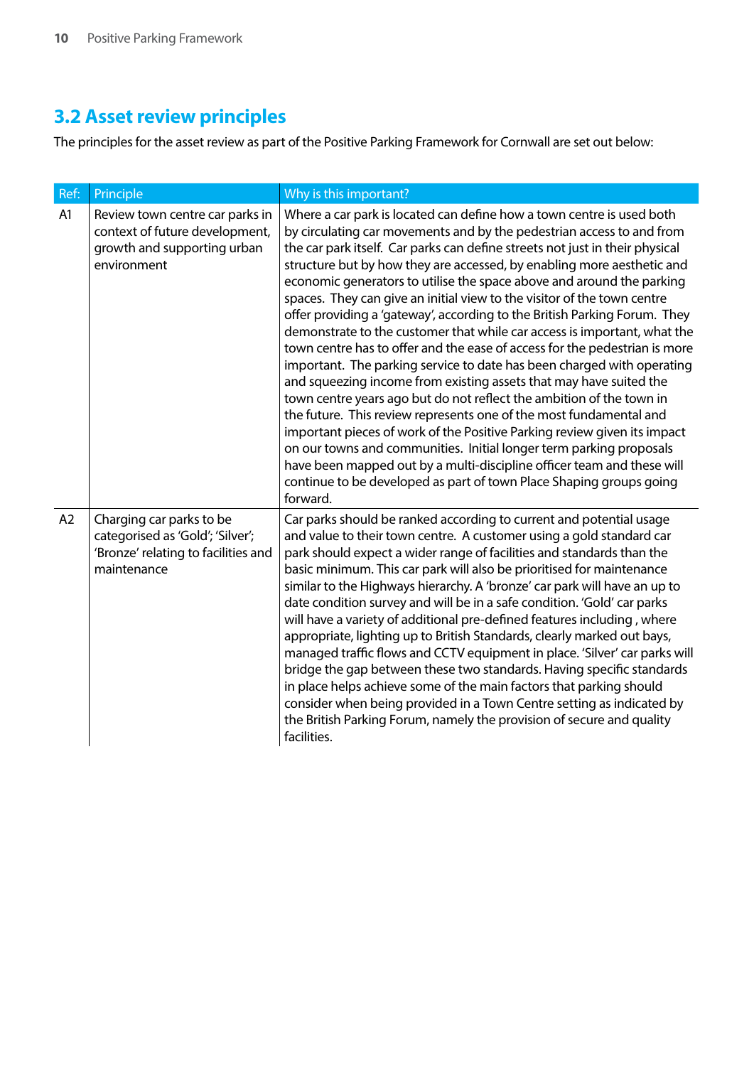## 3.2 Asset review principles

The principles for the asset review as part of the Positive Parking Framework for Cornwall are set out below:

| Ref: | Principle | Why is this important? |
|---|---|---|
| A1 | Review town centre car parks in context of future development, growth and supporting urban environment | Where a car park is located can define how a town centre is used both by circulating car movements and by the pedestrian access to and from the car park itself. Car parks can define streets not just in their physical structure but by how they are accessed, by enabling more aesthetic and economic generators to utilise the space above and around the parking spaces. They can give an initial view to the visitor of the town centre offer providing a 'gateway', according to the British Parking Forum. They demonstrate to the customer that while car access is important, what the town centre has to offer and the ease of access for the pedestrian is more important. The parking service to date has been charged with operating and squeezing income from existing assets that may have suited the town centre years ago but do not reflect the ambition of the town in the future. This review represents one of the most fundamental and important pieces of work of the Positive Parking review given its impact on our towns and communities. Initial longer term parking proposals have been mapped out by a multi-discipline officer team and these will continue to be developed as part of town Place Shaping groups going forward. |
| A2 | Charging car parks to be categorised as 'Gold'; 'Silver'; 'Bronze' relating to facilities and maintenance | Car parks should be ranked according to current and potential usage and value to their town centre. A customer using a gold standard car park should expect a wider range of facilities and standards than the basic minimum. This car park will also be prioritised for maintenance similar to the Highways hierarchy. A 'bronze' car park will have an up to date condition survey and will be in a safe condition. 'Gold' car parks will have a variety of additional pre-defined features including , where appropriate, lighting up to British Standards, clearly marked out bays, managed traffic flows and CCTV equipment in place. 'Silver' car parks will bridge the gap between these two standards. Having specific standards in place helps achieve some of the main factors that parking should consider when being provided in a Town Centre setting as indicated by the British Parking Forum, namely the provision of secure and quality facilities. |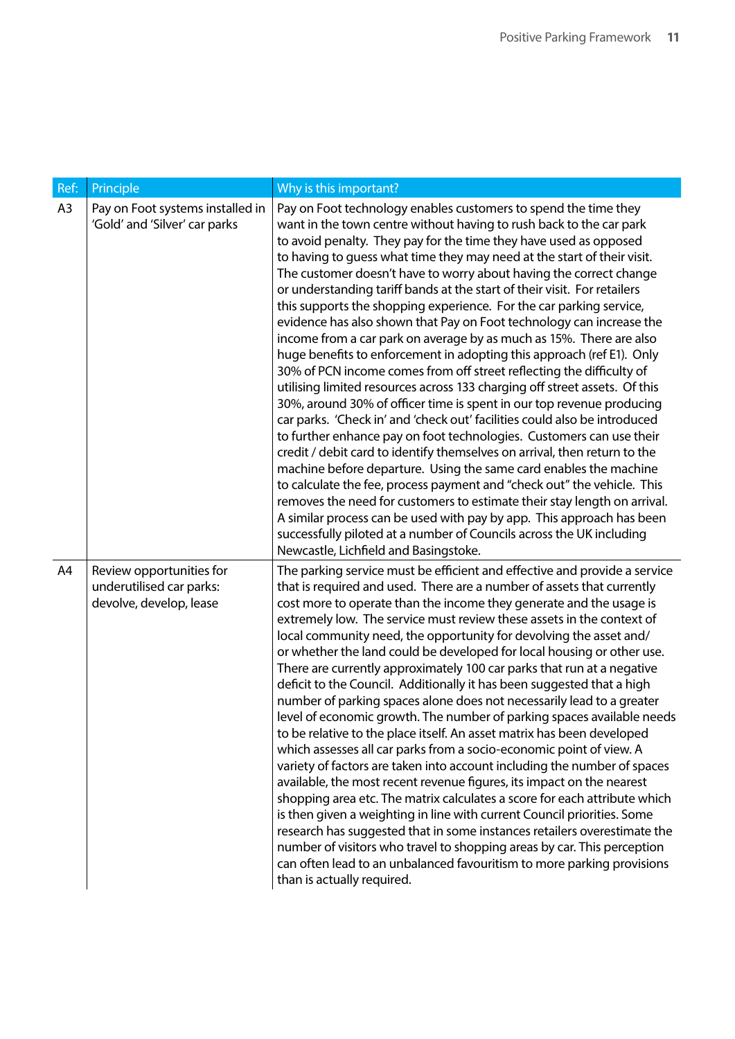| Ref: | Principle | Why is this important? |
|---|---|---|
| A3 | Pay on Foot systems installed in 'Gold' and 'Silver' car parks | Pay on Foot technology enables customers to spend the time they want in the town centre without having to rush back to the car park to avoid penalty. They pay for the time they have used as opposed to having to guess what time they may need at the start of their visit. The customer doesn't have to worry about having the correct change or understanding tariff bands at the start of their visit. For retailers this supports the shopping experience. For the car parking service, evidence has also shown that Pay on Foot technology can increase the income from a car park on average by as much as 15%. There are also huge benefits to enforcement in adopting this approach (ref E1). Only 30% of PCN income comes from off street reflecting the difficulty of utilising limited resources across 133 charging off street assets. Of this 30%, around 30% of officer time is spent in our top revenue producing car parks. 'Check in' and 'check out' facilities could also be introduced to further enhance pay on foot technologies. Customers can use their credit / debit card to identify themselves on arrival, then return to the machine before departure. Using the same card enables the machine to calculate the fee, process payment and "check out" the vehicle. This removes the need for customers to estimate their stay length on arrival. A similar process can be used with pay by app. This approach has been successfully piloted at a number of Councils across the UK including Newcastle, Lichfield and Basingstoke. |
| A4 | Review opportunities for underutilised car parks: devolve, develop, lease | The parking service must be efficient and effective and provide a service that is required and used. There are a number of assets that currently cost more to operate than the income they generate and the usage is extremely low. The service must review these assets in the context of local community need, the opportunity for devolving the asset and/or whether the land could be developed for local housing or other use. There are currently approximately 100 car parks that run at a negative deficit to the Council. Additionally it has been suggested that a high number of parking spaces alone does not necessarily lead to a greater level of economic growth. The number of parking spaces available needs to be relative to the place itself. An asset matrix has been developed which assesses all car parks from a socio-economic point of view. A variety of factors are taken into account including the number of spaces available, the most recent revenue figures, its impact on the nearest shopping area etc. The matrix calculates a score for each attribute which is then given a weighting in line with current Council priorities. Some research has suggested that in some instances retailers overestimate the number of visitors who travel to shopping areas by car. This perception can often lead to an unbalanced favouritism to more parking provisions than is actually required. |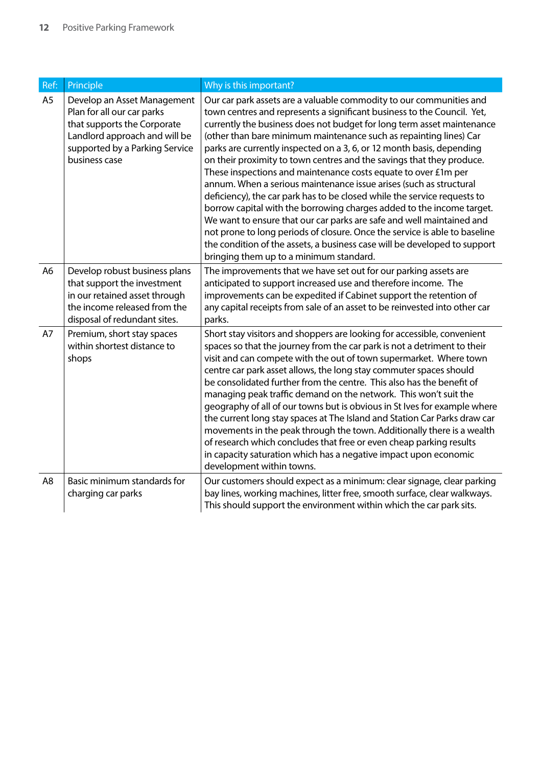| Ref: | Principle | Why is this important? |
|---|---|---|
| A5 | Develop an Asset Management Plan for all our car parks that supports the Corporate Landlord approach and will be supported by a Parking Service business case | Our car park assets are a valuable commodity to our communities and town centres and represents a significant business to the Council. Yet, currently the business does not budget for long term asset maintenance (other than bare minimum maintenance such as repainting lines) Car parks are currently inspected on a 3, 6, or 12 month basis, depending on their proximity to town centres and the savings that they produce. These inspections and maintenance costs equate to over £1m per annum. When a serious maintenance issue arises (such as structural deficiency), the car park has to be closed while the service requests to borrow capital with the borrowing charges added to the income target. We want to ensure that our car parks are safe and well maintained and not prone to long periods of closure. Once the service is able to baseline the condition of the assets, a business case will be developed to support bringing them up to a minimum standard. |
| A6 | Develop robust business plans that support the investment in our retained asset through the income released from the disposal of redundant sites. | The improvements that we have set out for our parking assets are anticipated to support increased use and therefore income. The improvements can be expedited if Cabinet support the retention of any capital receipts from sale of an asset to be reinvested into other car parks. |
| A7 | Premium, short stay spaces within shortest distance to shops | Short stay visitors and shoppers are looking for accessible, convenient spaces so that the journey from the car park is not a detriment to their visit and can compete with the out of town supermarket. Where town centre car park asset allows, the long stay commuter spaces should be consolidated further from the centre. This also has the benefit of managing peak traffic demand on the network. This won't suit the geography of all of our towns but is obvious in St Ives for example where the current long stay spaces at The Island and Station Car Parks draw car movements in the peak through the town. Additionally there is a wealth of research which concludes that free or even cheap parking results in capacity saturation which has a negative impact upon economic development within towns. |
| A8 | Basic minimum standards for charging car parks | Our customers should expect as a minimum: clear signage, clear parking bay lines, working machines, litter free, smooth surface, clear walkways. This should support the environment within which the car park sits. |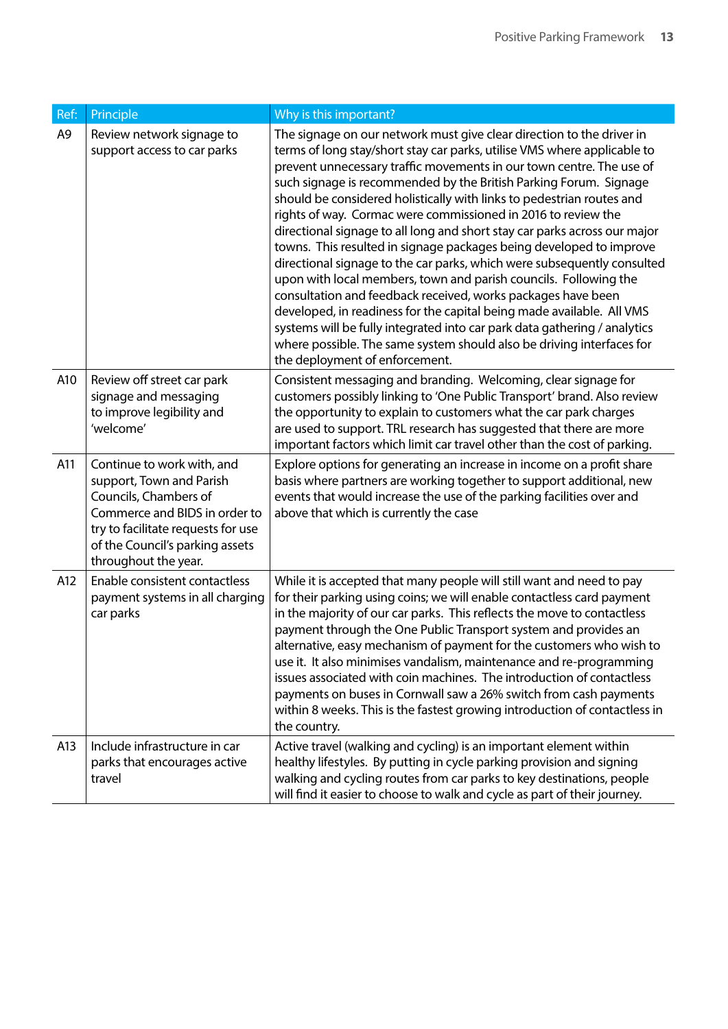| Ref: | Principle | Why is this important? |
|---|---|---|
| A9 | Review network signage to support access to car parks | The signage on our network must give clear direction to the driver in terms of long stay/short stay car parks, utilise VMS where applicable to prevent unnecessary traffic movements in our town centre. The use of such signage is recommended by the British Parking Forum. Signage should be considered holistically with links to pedestrian routes and rights of way. Cormac were commissioned in 2016 to review the directional signage to all long and short stay car parks across our major towns. This resulted in signage packages being developed to improve directional signage to the car parks, which were subsequently consulted upon with local members, town and parish councils. Following the consultation and feedback received, works packages have been developed, in readiness for the capital being made available. All VMS systems will be fully integrated into car park data gathering / analytics where possible. The same system should also be driving interfaces for the deployment of enforcement. |
| A10 | Review off street car park signage and messaging to improve legibility and 'welcome' | Consistent messaging and branding. Welcoming, clear signage for customers possibly linking to 'One Public Transport' brand. Also review the opportunity to explain to customers what the car park charges are used to support. TRL research has suggested that there are more important factors which limit car travel other than the cost of parking. |
| A11 | Continue to work with, and support, Town and Parish Councils, Chambers of Commerce and BIDS in order to try to facilitate requests for use of the Council's parking assets throughout the year. | Explore options for generating an increase in income on a profit share basis where partners are working together to support additional, new events that would increase the use of the parking facilities over and above that which is currently the case |
| A12 | Enable consistent contactless payment systems in all charging car parks | While it is accepted that many people will still want and need to pay for their parking using coins; we will enable contactless card payment in the majority of our car parks. This reflects the move to contactless payment through the One Public Transport system and provides an alternative, easy mechanism of payment for the customers who wish to use it. It also minimises vandalism, maintenance and re-programming issues associated with coin machines. The introduction of contactless payments on buses in Cornwall saw a 26% switch from cash payments within 8 weeks. This is the fastest growing introduction of contactless in the country. |
| A13 | Include infrastructure in car parks that encourages active travel | Active travel (walking and cycling) is an important element within healthy lifestyles. By putting in cycle parking provision and signing walking and cycling routes from car parks to key destinations, people will find it easier to choose to walk and cycle as part of their journey. |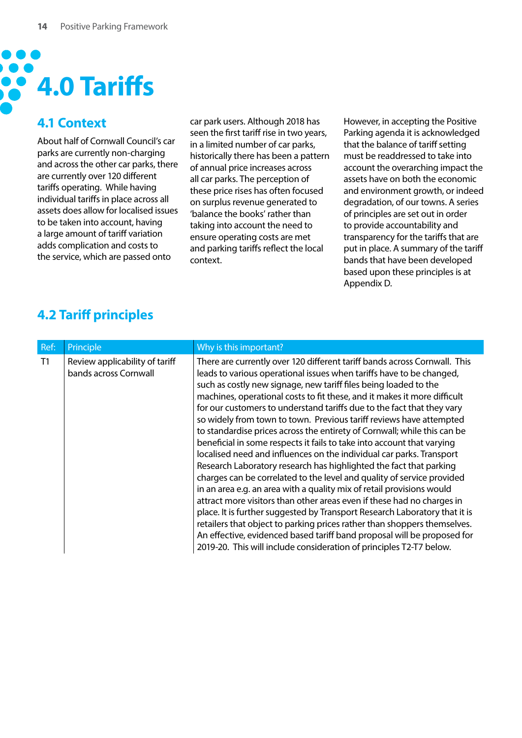# 4.0 Tariffs

## 4.1 Context

About half of Cornwall Council's car parks are currently non-charging and across the other car parks, there are currently over 120 different tariffs operating. While having individual tariffs in place across all assets does allow for localised issues to be taken into account, having a large amount of tariff variation adds complication and costs to the service, which are passed onto car park users. Although 2018 has seen the first tariff rise in two years, in a limited number of car parks, historically there has been a pattern of annual price increases across all car parks. The perception of these price rises has often focused on surplus revenue generated to 'balance the books' rather than taking into account the need to ensure operating costs are met and parking tariffs reflect the local context.

However, in accepting the Positive Parking agenda it is acknowledged that the balance of tariff setting must be readdressed to take into account the overarching impact the assets have on both the economic and environment growth, or indeed degradation, of our towns. A series of principles are set out in order to provide accountability and transparency for the tariffs that are put in place. A summary of the tariff bands that have been developed based upon these principles is at Appendix D.

## 4.2 Tariff principles

| Ref: | Principle | Why is this important? |
| --- | --- | --- |
| T1 | Review applicability of tariff bands across Cornwall | There are currently over 120 different tariff bands across Cornwall. This leads to various operational issues when tariffs have to be changed, such as costly new signage, new tariff files being loaded to the machines, operational costs to fit these, and it makes it more difficult for our customers to understand tariffs due to the fact that they vary so widely from town to town. Previous tariff reviews have attempted to standardise prices across the entirety of Cornwall; while this can be beneficial in some respects it fails to take into account that varying localised need and influences on the individual car parks. Transport Research Laboratory research has highlighted the fact that parking charges can be correlated to the level and quality of service provided in an area e.g. an area with a quality mix of retail provisions would attract more visitors than other areas even if these had no charges in place. It is further suggested by Transport Research Laboratory that it is retailers that object to parking prices rather than shoppers themselves. An effective, evidenced based tariff band proposal will be proposed for 2019-20. This will include consideration of principles T2-T7 below. |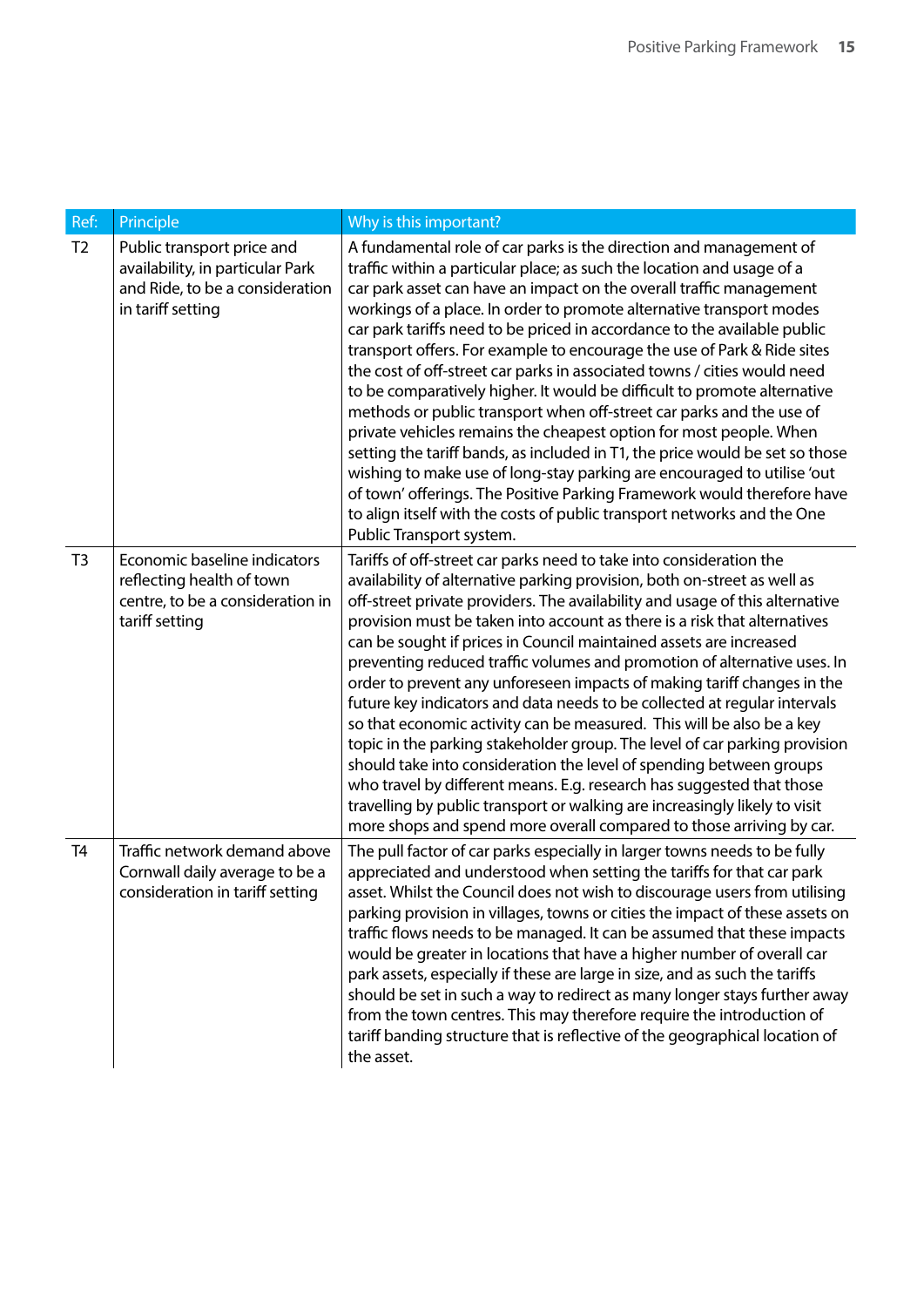| Ref: | Principle | Why is this important? |
|---|---|---|
| T2 | Public transport price and availability, in particular Park and Ride, to be a consideration in tariff setting | A fundamental role of car parks is the direction and management of traffic within a particular place; as such the location and usage of a car park asset can have an impact on the overall traffic management workings of a place. In order to promote alternative transport modes car park tariffs need to be priced in accordance to the available public transport offers. For example to encourage the use of Park & Ride sites the cost of off-street car parks in associated towns / cities would need to be comparatively higher. It would be difficult to promote alternative methods or public transport when off-street car parks and the use of private vehicles remains the cheapest option for most people. When setting the tariff bands, as included in T1, the price would be set so those wishing to make use of long-stay parking are encouraged to utilise 'out of town' offerings. The Positive Parking Framework would therefore have to align itself with the costs of public transport networks and the One Public Transport system. |
| T3 | Economic baseline indicators reflecting health of town centre, to be a consideration in tariff setting | Tariffs of off-street car parks need to take into consideration the availability of alternative parking provision, both on-street as well as off-street private providers. The availability and usage of this alternative provision must be taken into account as there is a risk that alternatives can be sought if prices in Council maintained assets are increased preventing reduced traffic volumes and promotion of alternative uses. In order to prevent any unforeseen impacts of making tariff changes in the future key indicators and data needs to be collected at regular intervals so that economic activity can be measured. This will be also be a key topic in the parking stakeholder group. The level of car parking provision should take into consideration the level of spending between groups who travel by different means. E.g. research has suggested that those travelling by public transport or walking are increasingly likely to visit more shops and spend more overall compared to those arriving by car. |
| T4 | Traffic network demand above Cornwall daily average to be a consideration in tariff setting | The pull factor of car parks especially in larger towns needs to be fully appreciated and understood when setting the tariffs for that car park asset. Whilst the Council does not wish to discourage users from utilising parking provision in villages, towns or cities the impact of these assets on traffic flows needs to be managed. It can be assumed that these impacts would be greater in locations that have a higher number of overall car park assets, especially if these are large in size, and as such the tariffs should be set in such a way to redirect as many longer stays further away from the town centres. This may therefore require the introduction of tariff banding structure that is reflective of the geographical location of the asset. |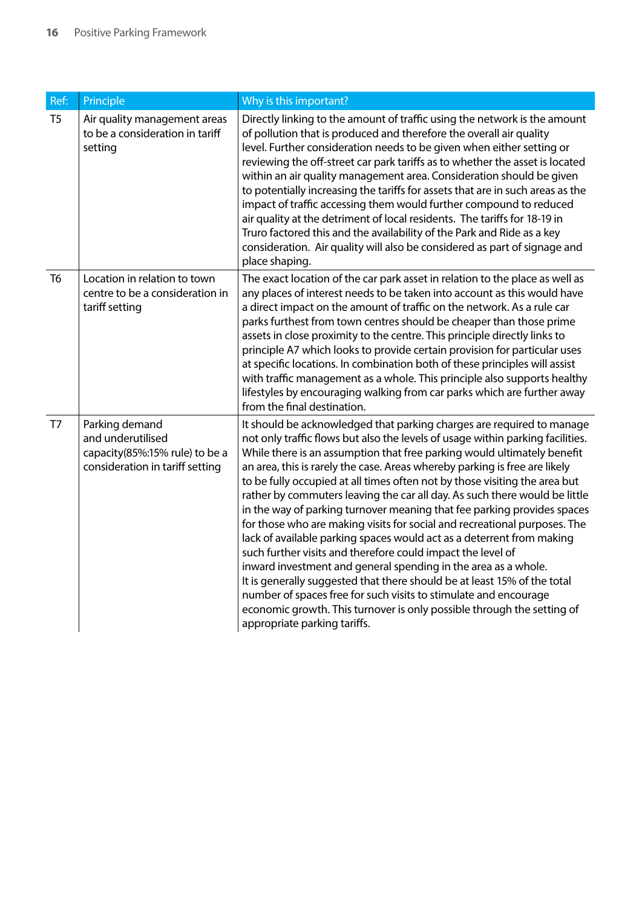| Ref: | Principle | Why is this important? |
|---|---|---|
| T5 | Air quality management areas to be a consideration in tariff setting | Directly linking to the amount of traffic using the network is the amount of pollution that is produced and therefore the overall air quality level. Further consideration needs to be given when either setting or reviewing the off-street car park tariffs as to whether the asset is located within an air quality management area. Consideration should be given to potentially increasing the tariffs for assets that are in such areas as the impact of traffic accessing them would further compound to reduced air quality at the detriment of local residents. The tariffs for 18-19 in Truro factored this and the availability of the Park and Ride as a key consideration. Air quality will also be considered as part of signage and place shaping. |
| T6 | Location in relation to town centre to be a consideration in tariff setting | The exact location of the car park asset in relation to the place as well as any places of interest needs to be taken into account as this would have a direct impact on the amount of traffic on the network. As a rule car parks furthest from town centres should be cheaper than those prime assets in close proximity to the centre. This principle directly links to principle A7 which looks to provide certain provision for particular uses at specific locations. In combination both of these principles will assist with traffic management as a whole. This principle also supports healthy lifestyles by encouraging walking from car parks which are further away from the final destination. |
| T7 | Parking demand and underutilised capacity(85%:15% rule) to be a consideration in tariff setting | It should be acknowledged that parking charges are required to manage not only traffic flows but also the levels of usage within parking facilities. While there is an assumption that free parking would ultimately benefit an area, this is rarely the case. Areas whereby parking is free are likely to be fully occupied at all times often not by those visiting the area but rather by commuters leaving the car all day. As such there would be little in the way of parking turnover meaning that fee parking provides spaces for those who are making visits for social and recreational purposes. The lack of available parking spaces would act as a deterrent from making such further visits and therefore could impact the level of inward investment and general spending in the area as a whole. It is generally suggested that there should be at least 15% of the total number of spaces free for such visits to stimulate and encourage economic growth. This turnover is only possible through the setting of appropriate parking tariffs. |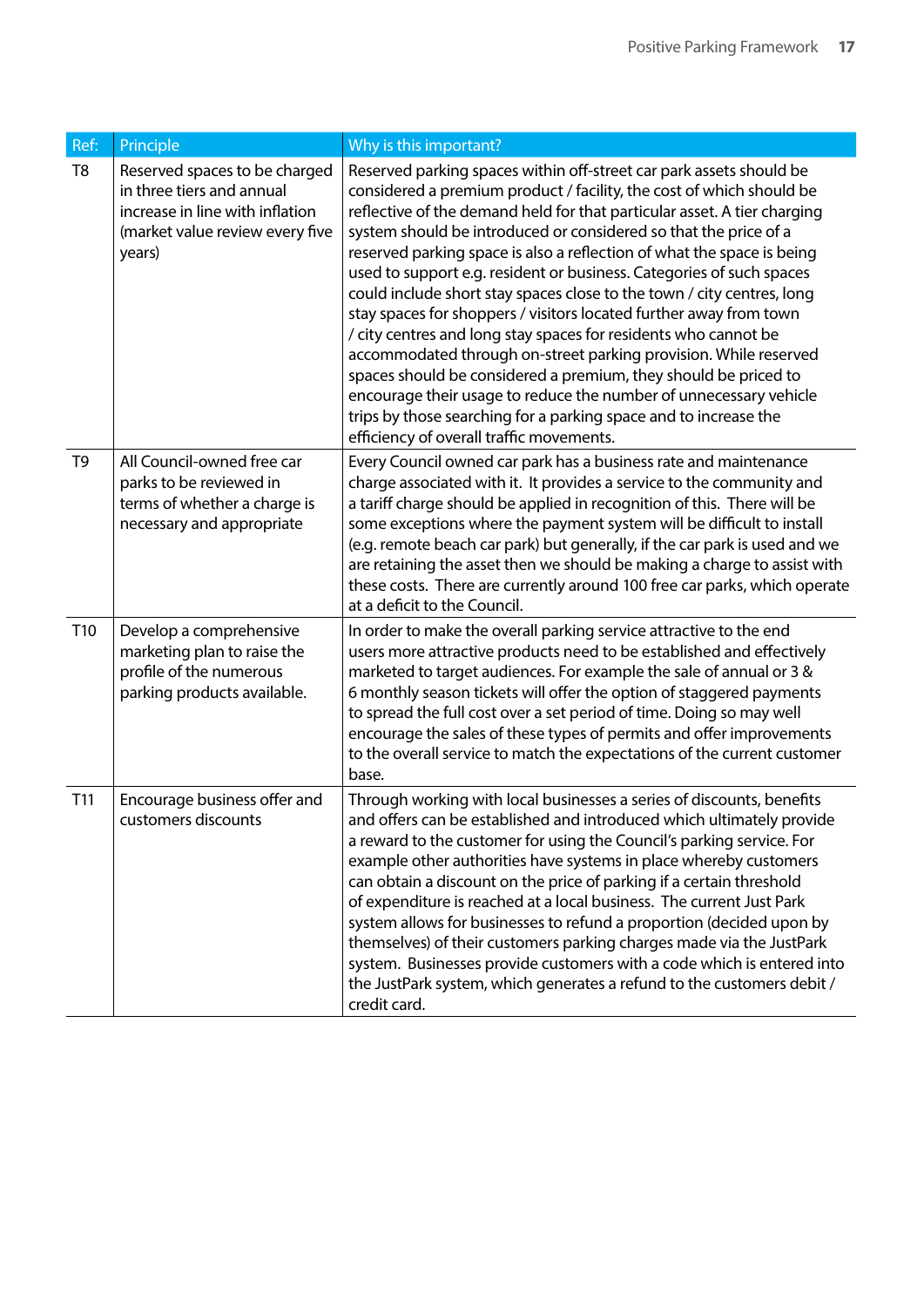| Ref: | Principle | Why is this important? |
|---|---|---|
| T8 | Reserved spaces to be charged in three tiers and annual increase in line with inflation (market value review every five years) | Reserved parking spaces within off-street car park assets should be considered a premium product / facility, the cost of which should be reflective of the demand held for that particular asset. A tier charging system should be introduced or considered so that the price of a reserved parking space is also a reflection of what the space is being used to support e.g. resident or business. Categories of such spaces could include short stay spaces close to the town / city centres, long stay spaces for shoppers / visitors located further away from town / city centres and long stay spaces for residents who cannot be accommodated through on-street parking provision. While reserved spaces should be considered a premium, they should be priced to encourage their usage to reduce the number of unnecessary vehicle trips by those searching for a parking space and to increase the efficiency of overall traffic movements. |
| T9 | All Council-owned free car parks to be reviewed in terms of whether a charge is necessary and appropriate | Every Council owned car park has a business rate and maintenance charge associated with it. It provides a service to the community and a tariff charge should be applied in recognition of this. There will be some exceptions where the payment system will be difficult to install (e.g. remote beach car park) but generally, if the car park is used and we are retaining the asset then we should be making a charge to assist with these costs. There are currently around 100 free car parks, which operate at a deficit to the Council. |
| T10 | Develop a comprehensive marketing plan to raise the profile of the numerous parking products available. | In order to make the overall parking service attractive to the end users more attractive products need to be established and effectively marketed to target audiences. For example the sale of annual or 3 & 6 monthly season tickets will offer the option of staggered payments to spread the full cost over a set period of time. Doing so may well encourage the sales of these types of permits and offer improvements to the overall service to match the expectations of the current customer base. |
| T11 | Encourage business offer and customers discounts | Through working with local businesses a series of discounts, benefits and offers can be established and introduced which ultimately provide a reward to the customer for using the Council's parking service. For example other authorities have systems in place whereby customers can obtain a discount on the price of parking if a certain threshold of expenditure is reached at a local business. The current Just Park system allows for businesses to refund a proportion (decided upon by themselves) of their customers parking charges made via the JustPark system. Businesses provide customers with a code which is entered into the JustPark system, which generates a refund to the customers debit / credit card. |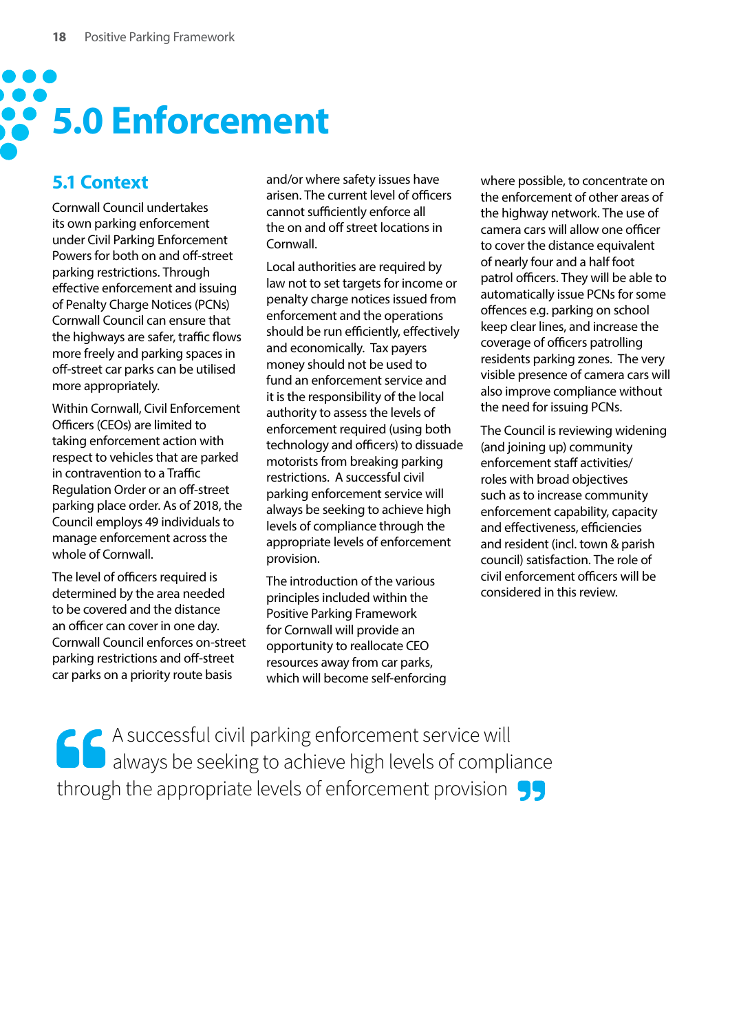# 5.0 Enforcement

## 5.1 Context

Cornwall Council undertakes its own parking enforcement under Civil Parking Enforcement Powers for both on and off-street parking restrictions. Through effective enforcement and issuing of Penalty Charge Notices (PCNs) Cornwall Council can ensure that the highways are safer, traffic flows more freely and parking spaces in off-street car parks can be utilised more appropriately.

Within Cornwall, Civil Enforcement Officers (CEOs) are limited to taking enforcement action with respect to vehicles that are parked in contravention to a Traffic Regulation Order or an off-street parking place order. As of 2018, the Council employs 49 individuals to manage enforcement across the whole of Cornwall.

The level of officers required is determined by the area needed to be covered and the distance an officer can cover in one day. Cornwall Council enforces on-street parking restrictions and off-street car parks on a priority route basis and/or where safety issues have arisen. The current level of officers cannot sufficiently enforce all the on and off street locations in Cornwall.

Local authorities are required by law not to set targets for income or penalty charge notices issued from enforcement and the operations should be run efficiently, effectively and economically. Tax payers money should not be used to fund an enforcement service and it is the responsibility of the local authority to assess the levels of enforcement required (using both technology and officers) to dissuade motorists from breaking parking restrictions. A successful civil parking enforcement service will always be seeking to achieve high levels of compliance through the appropriate levels of enforcement provision.

The introduction of the various principles included within the Positive Parking Framework for Cornwall will provide an opportunity to reallocate CEO resources away from car parks, which will become self-enforcing where possible, to concentrate on the enforcement of other areas of the highway network. The use of camera cars will allow one officer to cover the distance equivalent of nearly four and a half foot patrol officers. They will be able to automatically issue PCNs for some offences e.g. parking on school keep clear lines, and increase the coverage of officers patrolling residents parking zones. The very visible presence of camera cars will also improve compliance without the need for issuing PCNs.

The Council is reviewing widening (and joining up) community enforcement staff activities/ roles with broad objectives such as to increase community enforcement capability, capacity and effectiveness, efficiencies and resident (incl. town & parish council) satisfaction. The role of civil enforcement officers will be considered in this review.

> “A successful civil parking enforcement service will always be seeking to achieve high levels of compliance through the appropriate levels of enforcement provision”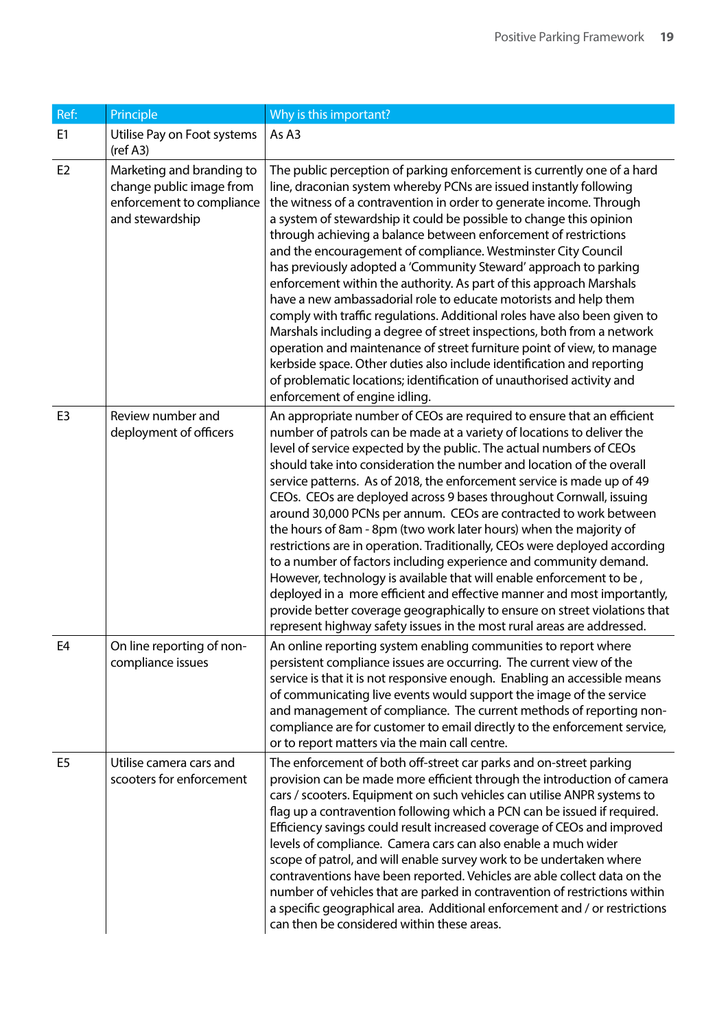| Ref: | Principle | Why is this important? |
|---|---|---|
| E1 | Utilise Pay on Foot systems (ref A3) | As A3 |
| E2 | Marketing and branding to change public image from enforcement to compliance and stewardship | The public perception of parking enforcement is currently one of a hard line, draconian system whereby PCNs are issued instantly following the witness of a contravention in order to generate income. Through a system of stewardship it could be possible to change this opinion through achieving a balance between enforcement of restrictions and the encouragement of compliance. Westminster City Council has previously adopted a 'Community Steward' approach to parking enforcement within the authority. As part of this approach Marshals have a new ambassadorial role to educate motorists and help them comply with traffic regulations. Additional roles have also been given to Marshals including a degree of street inspections, both from a network operation and maintenance of street furniture point of view, to manage kerbside space. Other duties also include identification and reporting of problematic locations; identification of unauthorised activity and enforcement of engine idling. |
| E3 | Review number and deployment of officers | An appropriate number of CEOs are required to ensure that an efficient number of patrols can be made at a variety of locations to deliver the level of service expected by the public. The actual numbers of CEOs should take into consideration the number and location of the overall service patterns.  As of 2018, the enforcement service is made up of 49 CEOs.  CEOs are deployed across 9 bases throughout Cornwall, issuing around 30,000 PCNs per annum.  CEOs are contracted to work between the hours of 8am - 8pm (two work later hours) when the majority of restrictions are in operation. Traditionally, CEOs were deployed according to a number of factors including experience and community demand. However, technology is available that will enable enforcement to be , deployed in a  more efficient and effective manner and most importantly, provide better coverage geographically to ensure on street violations that represent highway safety issues in the most rural areas are addressed. |
| E4 | On line reporting of non-compliance issues | An online reporting system enabling communities to report where persistent compliance issues are occurring.  The current view of the service is that it is not responsive enough.  Enabling an accessible means of communicating live events would support the image of the service and management of compliance.  The current methods of reporting non-compliance are for customer to email directly to the enforcement service, or to report matters via the main call centre. |
| E5 | Utilise camera cars and scooters for enforcement | The enforcement of both off-street car parks and on-street parking provision can be made more efficient through the introduction of camera cars / scooters. Equipment on such vehicles can utilise ANPR systems to flag up a contravention following which a PCN can be issued if required. Efficiency savings could result increased coverage of CEOs and improved levels of compliance.  Camera cars can also enable a much wider scope of patrol, and will enable survey work to be undertaken where contraventions have been reported. Vehicles are able collect data on the number of vehicles that are parked in contravention of restrictions within a specific geographical area.  Additional enforcement and / or restrictions can then be considered within these areas. |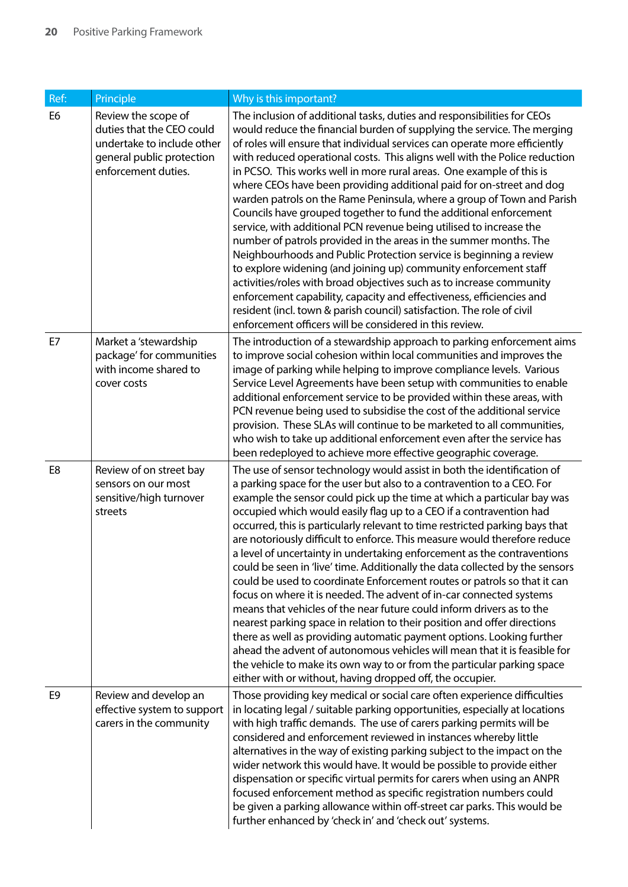| Ref: | Principle | Why is this important? |
|---|---|---|
| E6 | Review the scope of duties that the CEO could undertake to include other general public protection enforcement duties. | The inclusion of additional tasks, duties and responsibilities for CEOs would reduce the financial burden of supplying the service. The merging of roles will ensure that individual services can operate more efficiently with reduced operational costs. This aligns well with the Police reduction in PCSO. This works well in more rural areas. One example of this is where CEOs have been providing additional paid for on-street and dog warden patrols on the Rame Peninsula, where a group of Town and Parish Councils have grouped together to fund the additional enforcement service, with additional PCN revenue being utilised to increase the number of patrols provided in the areas in the summer months. The Neighbourhoods and Public Protection service is beginning a review to explore widening (and joining up) community enforcement staff activities/roles with broad objectives such as to increase community enforcement capability, capacity and effectiveness, efficiencies and resident (incl. town & parish council) satisfaction. The role of civil enforcement officers will be considered in this review. |
| E7 | Market a 'stewardship package' for communities with income shared to cover costs | The introduction of a stewardship approach to parking enforcement aims to improve social cohesion within local communities and improves the image of parking while helping to improve compliance levels. Various Service Level Agreements have been setup with communities to enable additional enforcement service to be provided within these areas, with PCN revenue being used to subsidise the cost of the additional service provision. These SLAs will continue to be marketed to all communities, who wish to take up additional enforcement even after the service has been redeployed to achieve more effective geographic coverage. |
| E8 | Review of on street bay sensors on our most sensitive/high turnover streets | The use of sensor technology would assist in both the identification of a parking space for the user but also to a contravention to a CEO. For example the sensor could pick up the time at which a particular bay was occupied which would easily flag up to a CEO if a contravention had occurred, this is particularly relevant to time restricted parking bays that are notoriously difficult to enforce. This measure would therefore reduce a level of uncertainty in undertaking enforcement as the contraventions could be seen in 'live' time. Additionally the data collected by the sensors could be used to coordinate Enforcement routes or patrols so that it can focus on where it is needed. The advent of in-car connected systems means that vehicles of the near future could inform drivers as to the nearest parking space in relation to their position and offer directions there as well as providing automatic payment options. Looking further ahead the advent of autonomous vehicles will mean that it is feasible for the vehicle to make its own way to or from the particular parking space either with or without, having dropped off, the occupier. |
| E9 | Review and develop an effective system to support carers in the community | Those providing key medical or social care often experience difficulties in locating legal / suitable parking opportunities, especially at locations with high traffic demands. The use of carers parking permits will be considered and enforcement reviewed in instances whereby little alternatives in the way of existing parking subject to the impact on the wider network this would have. It would be possible to provide either dispensation or specific virtual permits for carers when using an ANPR focused enforcement method as specific registration numbers could be given a parking allowance within off-street car parks. This would be further enhanced by 'check in' and 'check out' systems. |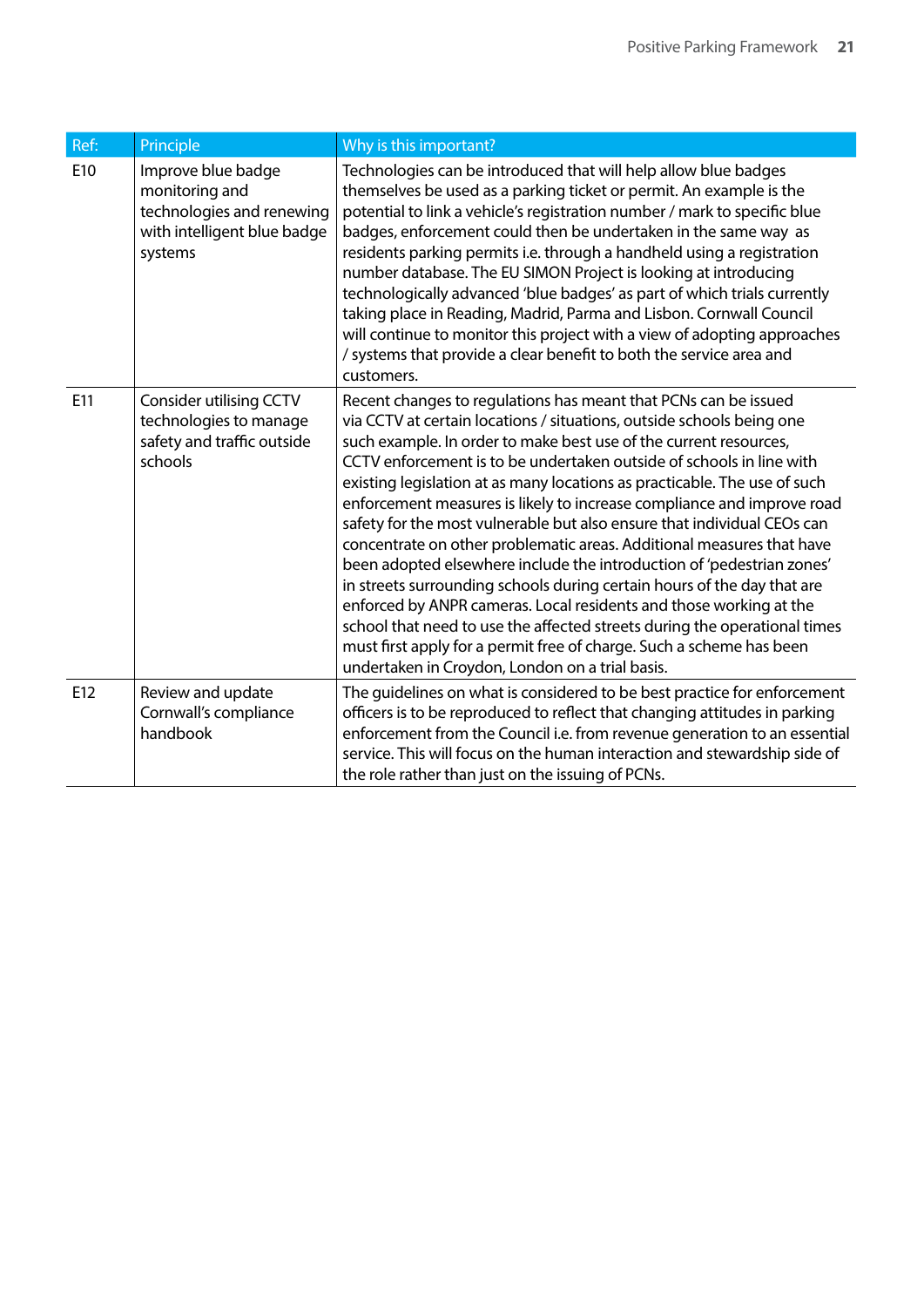| Ref: | Principle | Why is this important? |
|---|---|---|
| E10 | Improve blue badge monitoring and technologies and renewing with intelligent blue badge systems | Technologies can be introduced that will help allow blue badges themselves be used as a parking ticket or permit. An example is the potential to link a vehicle's registration number / mark to specific blue badges, enforcement could then be undertaken in the same way as residents parking permits i.e. through a handheld using a registration number database. The EU SIMON Project is looking at introducing technologically advanced 'blue badges' as part of which trials currently taking place in Reading, Madrid, Parma and Lisbon. Cornwall Council will continue to monitor this project with a view of adopting approaches / systems that provide a clear benefit to both the service area and customers. |
| E11 | Consider utilising CCTV technologies to manage safety and traffic outside schools | Recent changes to regulations has meant that PCNs can be issued via CCTV at certain locations / situations, outside schools being one such example. In order to make best use of the current resources, CCTV enforcement is to be undertaken outside of schools in line with existing legislation at as many locations as practicable. The use of such enforcement measures is likely to increase compliance and improve road safety for the most vulnerable but also ensure that individual CEOs can concentrate on other problematic areas. Additional measures that have been adopted elsewhere include the introduction of 'pedestrian zones' in streets surrounding schools during certain hours of the day that are enforced by ANPR cameras. Local residents and those working at the school that need to use the affected streets during the operational times must first apply for a permit free of charge. Such a scheme has been undertaken in Croydon, London on a trial basis. |
| E12 | Review and update Cornwall's compliance handbook | The guidelines on what is considered to be best practice for enforcement officers is to be reproduced to reflect that changing attitudes in parking enforcement from the Council i.e. from revenue generation to an essential service. This will focus on the human interaction and stewardship side of the role rather than just on the issuing of PCNs. |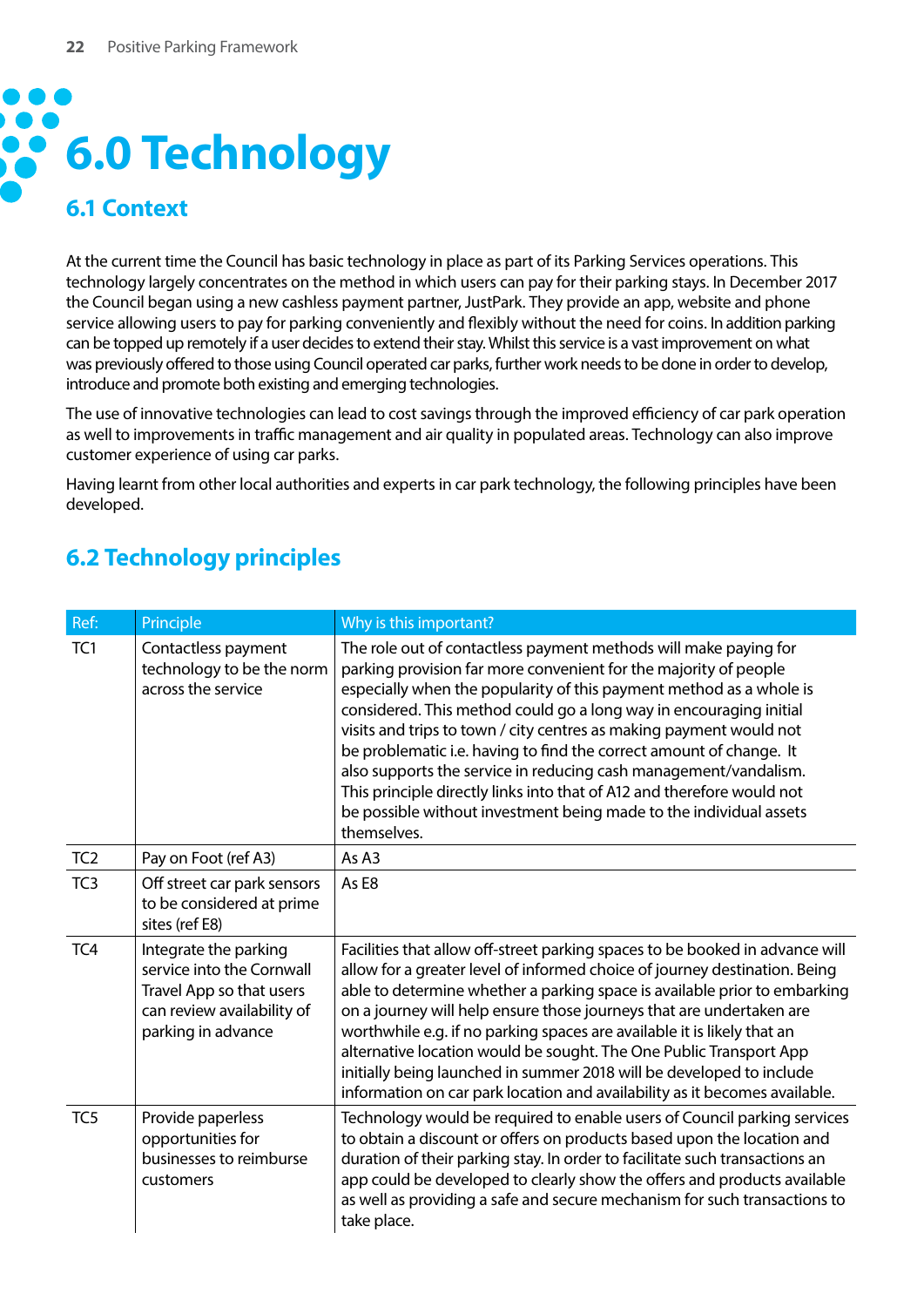# 6.0 Technology

## 6.1 Context

At the current time the Council has basic technology in place as part of its Parking Services operations. This technology largely concentrates on the method in which users can pay for their parking stays. In December 2017 the Council began using a new cashless payment partner, JustPark. They provide an app, website and phone service allowing users to pay for parking conveniently and flexibly without the need for coins. In addition parking can be topped up remotely if a user decides to extend their stay. Whilst this service is a vast improvement on what was previously offered to those using Council operated car parks, further work needs to be done in order to develop, introduce and promote both existing and emerging technologies.

The use of innovative technologies can lead to cost savings through the improved efficiency of car park operation as well to improvements in traffic management and air quality in populated areas. Technology can also improve customer experience of using car parks.

Having learnt from other local authorities and experts in car park technology, the following principles have been developed.

## 6.2 Technology principles

| Ref: | Principle | Why is this important? |
|---|---|---|
| TC1 | Contactless payment technology to be the norm across the service | The role out of contactless payment methods will make paying for parking provision far more convenient for the majority of people especially when the popularity of this payment method as a whole is considered. This method could go a long way in encouraging initial visits and trips to town / city centres as making payment would not be problematic i.e. having to find the correct amount of change. It also supports the service in reducing cash management/vandalism. This principle directly links into that of A12 and therefore would not be possible without investment being made to the individual assets themselves. |
| TC2 | Pay on Foot (ref A3) | As A3 |
| TC3 | Off street car park sensors to be considered at prime sites (ref E8) | As E8 |
| TC4 | Integrate the parking service into the Cornwall Travel App so that users can review availability of parking in advance | Facilities that allow off-street parking spaces to be booked in advance will allow for a greater level of informed choice of journey destination. Being able to determine whether a parking space is available prior to embarking on a journey will help ensure those journeys that are undertaken are worthwhile e.g. if no parking spaces are available it is likely that an alternative location would be sought. The One Public Transport App initially being launched in summer 2018 will be developed to include information on car park location and availability as it becomes available. |
| TC5 | Provide paperless opportunities for businesses to reimburse customers | Technology would be required to enable users of Council parking services to obtain a discount or offers on products based upon the location and duration of their parking stay. In order to facilitate such transactions an app could be developed to clearly show the offers and products available as well as providing a safe and secure mechanism for such transactions to take place. |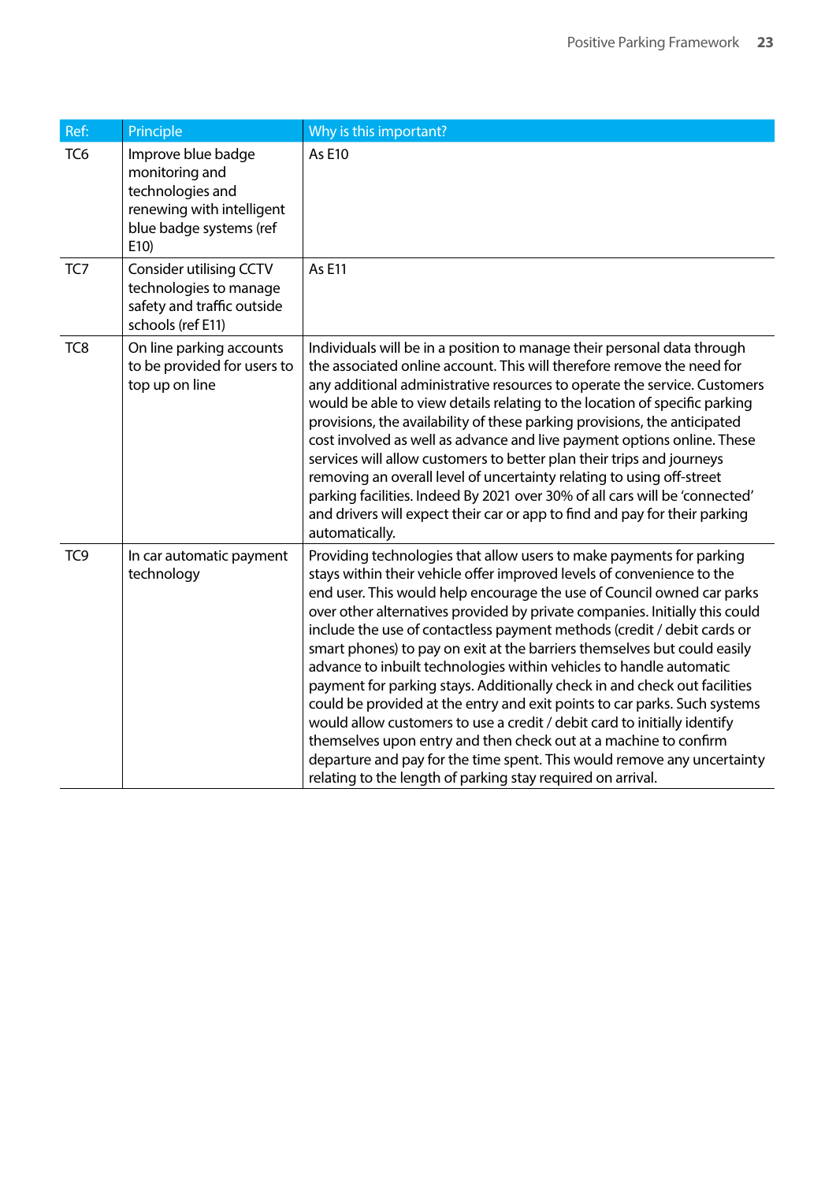| Ref: | Principle | Why is this important? |
|---|---|---|
| TC6 | Improve blue badge monitoring and technologies and renewing with intelligent blue badge systems (ref E10) | As E10 |
| TC7 | Consider utilising CCTV technologies to manage safety and traffic outside schools (ref E11) | As E11 |
| TC8 | On line parking accounts to be provided for users to top up on line | Individuals will be in a position to manage their personal data through the associated online account. This will therefore remove the need for any additional administrative resources to operate the service. Customers would be able to view details relating to the location of specific parking provisions, the availability of these parking provisions, the anticipated cost involved as well as advance and live payment options online. These services will allow customers to better plan their trips and journeys removing an overall level of uncertainty relating to using off-street parking facilities. Indeed By 2021 over 30% of all cars will be 'connected' and drivers will expect their car or app to find and pay for their parking automatically. |
| TC9 | In car automatic payment technology | Providing technologies that allow users to make payments for parking stays within their vehicle offer improved levels of convenience to the end user. This would help encourage the use of Council owned car parks over other alternatives provided by private companies. Initially this could include the use of contactless payment methods (credit / debit cards or smart phones) to pay on exit at the barriers themselves but could easily advance to inbuilt technologies within vehicles to handle automatic payment for parking stays. Additionally check in and check out facilities could be provided at the entry and exit points to car parks. Such systems would allow customers to use a credit / debit card to initially identify themselves upon entry and then check out at a machine to confirm departure and pay for the time spent. This would remove any uncertainty relating to the length of parking stay required on arrival. |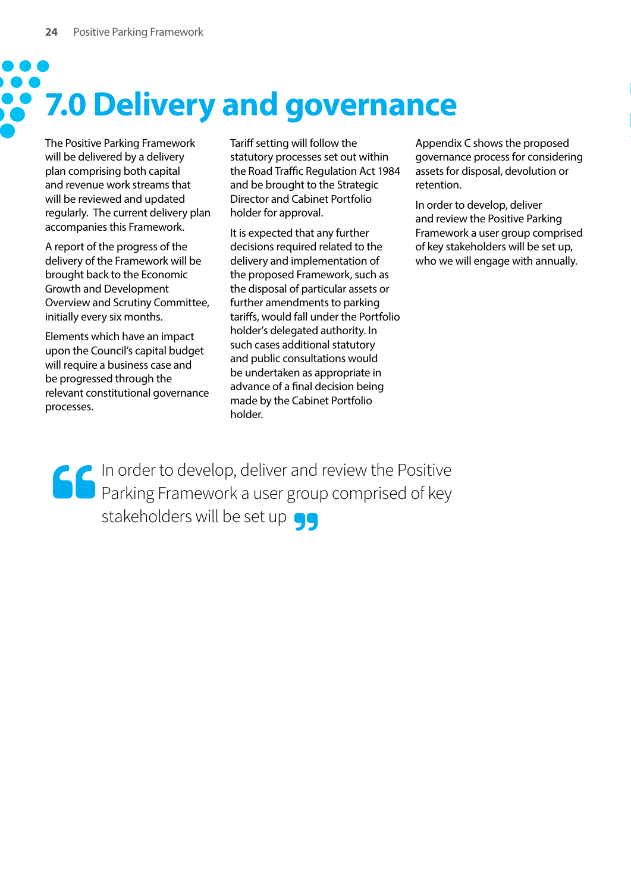# 7.0 Delivery and governance

The Positive Parking Framework will be delivered by a delivery plan comprising both capital and revenue work streams that will be reviewed and updated regularly. The current delivery plan accompanies this Framework.

A report of the progress of the delivery of the Framework will be brought back to the Economic Growth and Development Overview and Scrutiny Committee, initially every six months.

Elements which have an impact upon the Council's capital budget will require a business case and be progressed through the relevant constitutional governance processes.

Tariff setting will follow the statutory processes set out within the Road Traffic Regulation Act 1984 and be brought to the Strategic Director and Cabinet Portfolio holder for approval.

It is expected that any further decisions required related to the delivery and implementation of the proposed Framework, such as the disposal of particular assets or further amendments to parking tariffs, would fall under the Portfolio holder's delegated authority. In such cases additional statutory and public consultations would be undertaken as appropriate in advance of a final decision being made by the Cabinet Portfolio holder.

Appendix C shows the proposed governance process for considering assets for disposal, devolution or retention.

In order to develop, deliver and review the Positive Parking Framework a user group comprised of key stakeholders will be set up, who we will engage with annually.

> "In order to develop, deliver and review the Positive Parking Framework a user group comprised of key stakeholders will be set up"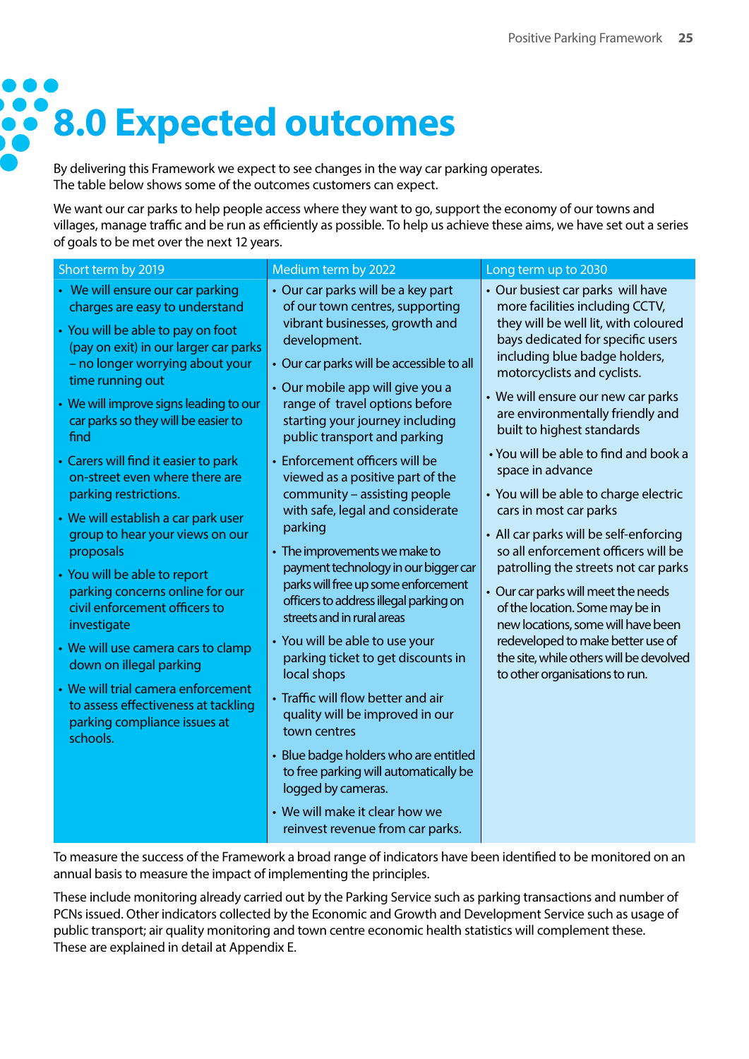# 8.0 Expected outcomes

By delivering this Framework we expect to see changes in the way car parking operates. The table below shows some of the outcomes customers can expect.

We want our car parks to help people access where they want to go, support the economy of our towns and villages, manage traffic and be run as efficiently as possible. To help us achieve these aims, we have set out a series of goals to be met over the next 12 years.

| Short term by 2019 | Medium term by 2022 | Long term up to 2030 |
|---|---|---|
| • We will ensure our car parking charges are easy to understand<br>• You will be able to pay on foot (pay on exit) in our larger car parks – no longer worrying about your time running out<br>• We will improve signs leading to our car parks so they will be easier to find<br>• Carers will find it easier to park on-street even where there are parking restrictions.<br>• We will establish a car park user group to hear your views on our proposals<br>• You will be able to report parking concerns online for our civil enforcement officers to investigate<br>• We will use camera cars to clamp down on illegal parking<br>• We will trial camera enforcement to assess effectiveness at tackling parking compliance issues at schools. | • Our car parks will be a key part of our town centres, supporting vibrant businesses, growth and development.<br>• Our car parks will be accessible to all<br>• Our mobile app will give you a range of travel options before starting your journey including public transport and parking<br>• Enforcement officers will be viewed as a positive part of the community – assisting people with safe, legal and considerate parking<br>• The improvements we make to payment technology in our bigger car parks will free up some enforcement officers to address illegal parking on streets and in rural areas<br>• You will be able to use your parking ticket to get discounts in local shops<br>• Traffic will flow better and air quality will be improved in our town centres<br>• Blue badge holders who are entitled to free parking will automatically be logged by cameras.<br>• We will make it clear how we reinvest revenue from car parks. | • Our busiest car parks will have more facilities including CCTV, they will be well lit, with coloured bays dedicated for specific users including blue badge holders, motorcyclists and cyclists.<br>• We will ensure our new car parks are environmentally friendly and built to highest standards<br>• You will be able to find and book a space in advance<br>• You will be able to charge electric cars in most car parks<br>• All car parks will be self-enforcing so all enforcement officers will be patrolling the streets not car parks<br>• Our car parks will meet the needs of the location. Some may be in new locations, some will have been redeveloped to make better use of the site, while others will be devolved to other organisations to run. |

To measure the success of the Framework a broad range of indicators have been identified to be monitored on an annual basis to measure the impact of implementing the principles.

These include monitoring already carried out by the Parking Service such as parking transactions and number of PCNs issued. Other indicators collected by the Economic and Growth and Development Service such as usage of public transport; air quality monitoring and town centre economic health statistics will complement these. These are explained in detail at Appendix E.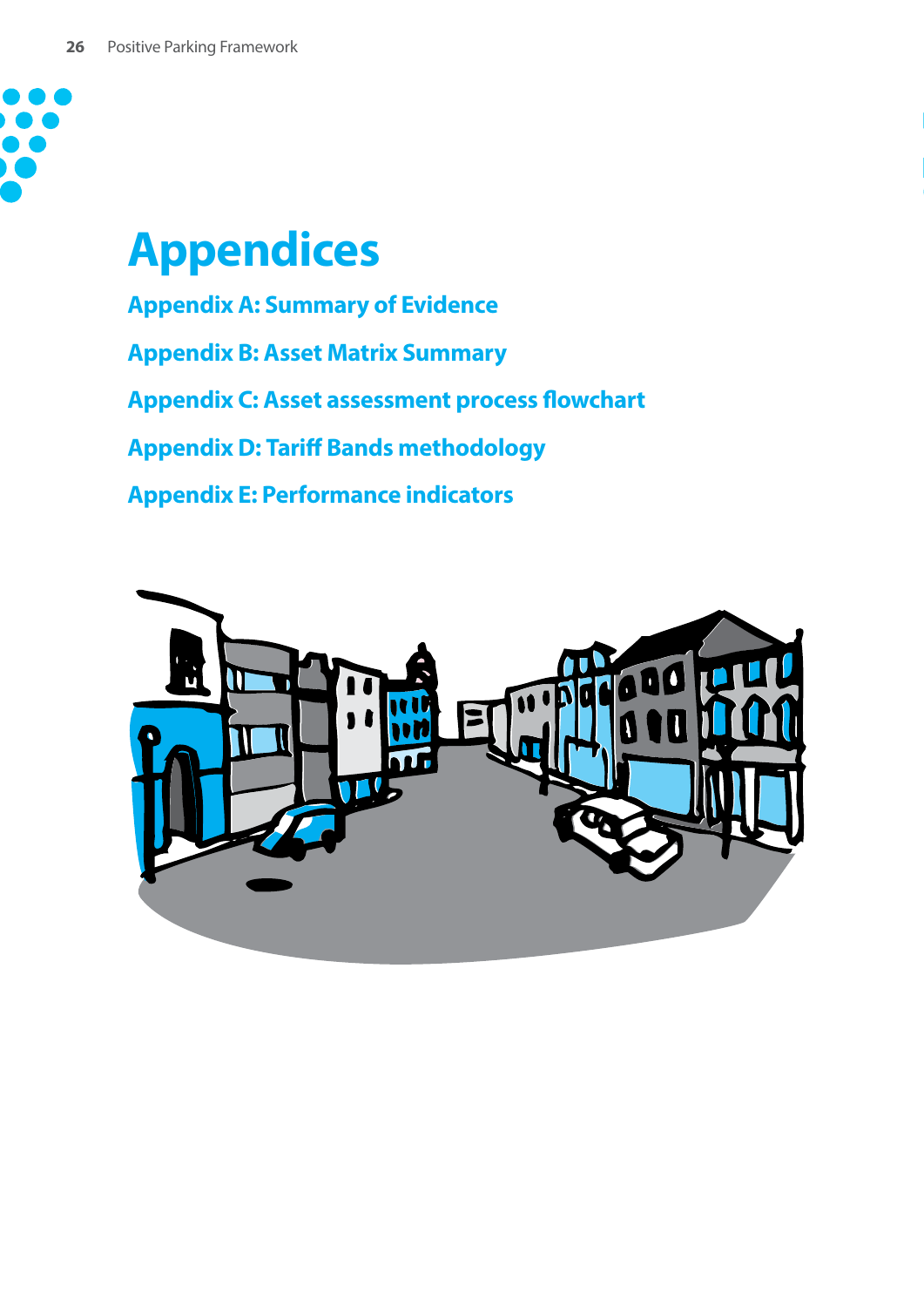# Appendices

## Appendix A: Summary of Evidence

## Appendix B: Asset Matrix Summary

## Appendix C: Asset assessment process flowchart

## Appendix D: Tariff Bands methodology

## Appendix E: Performance indicators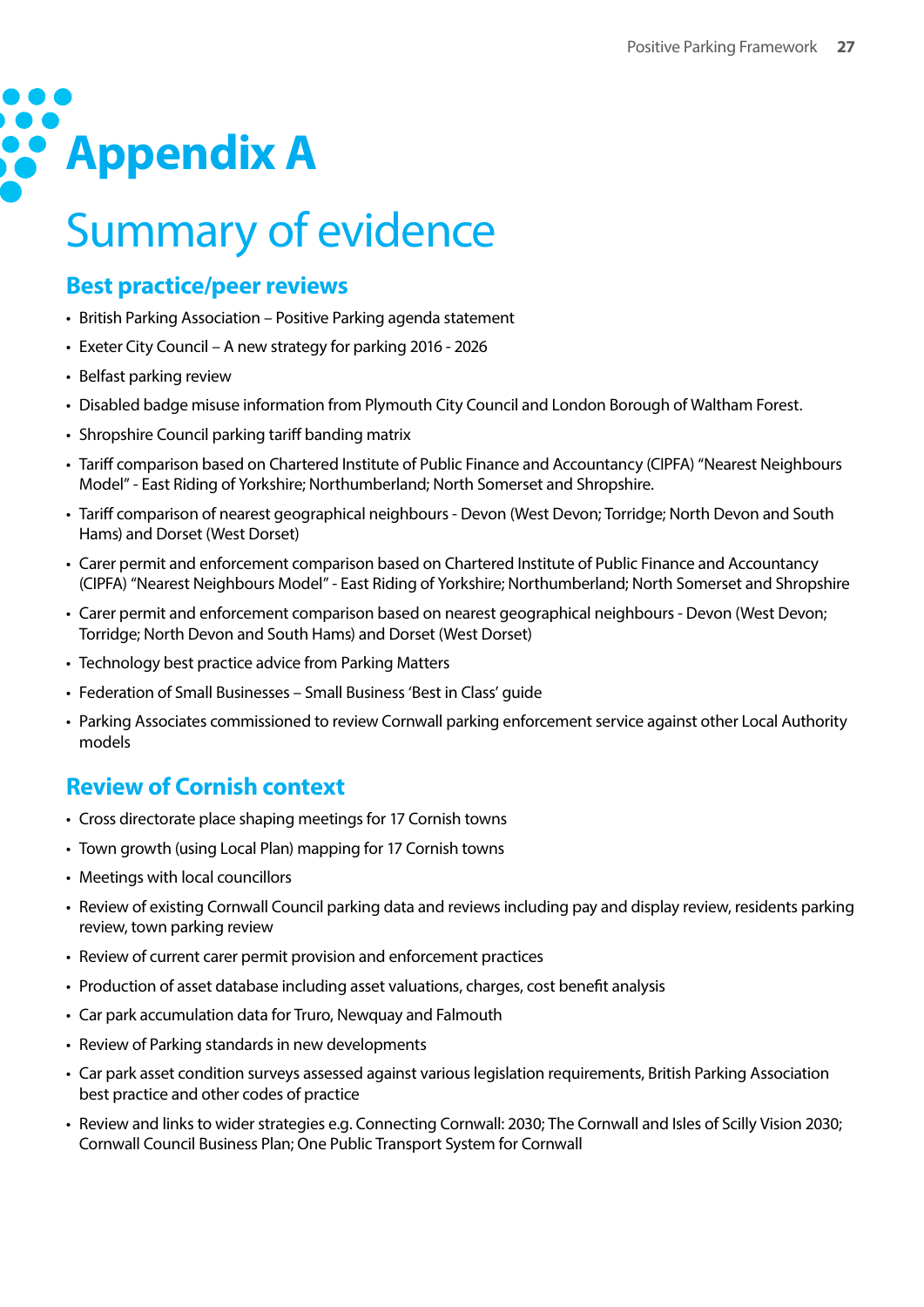# Appendix A

## Summary of evidence

### Best practice/peer reviews

- British Parking Association – Positive Parking agenda statement
- Exeter City Council – A new strategy for parking 2016 - 2026
- Belfast parking review
- Disabled badge misuse information from Plymouth City Council and London Borough of Waltham Forest.
- Shropshire Council parking tariff banding matrix
- Tariff comparison based on Chartered Institute of Public Finance and Accountancy (CIPFA) "Nearest Neighbours Model" - East Riding of Yorkshire; Northumberland; North Somerset and Shropshire.
- Tariff comparison of nearest geographical neighbours - Devon (West Devon; Torridge; North Devon and South Hams) and Dorset (West Dorset)
- Carer permit and enforcement comparison based on Chartered Institute of Public Finance and Accountancy (CIPFA) "Nearest Neighbours Model" - East Riding of Yorkshire; Northumberland; North Somerset and Shropshire
- Carer permit and enforcement comparison based on nearest geographical neighbours - Devon (West Devon; Torridge; North Devon and South Hams) and Dorset (West Dorset)
- Technology best practice advice from Parking Matters
- Federation of Small Businesses – Small Business 'Best in Class' guide
- Parking Associates commissioned to review Cornwall parking enforcement service against other Local Authority models

### Review of Cornish context

- Cross directorate place shaping meetings for 17 Cornish towns
- Town growth (using Local Plan) mapping for 17 Cornish towns
- Meetings with local councillors
- Review of existing Cornwall Council parking data and reviews including pay and display review, residents parking review, town parking review
- Review of current carer permit provision and enforcement practices
- Production of asset database including asset valuations, charges, cost benefit analysis
- Car park accumulation data for Truro, Newquay and Falmouth
- Review of Parking standards in new developments
- Car park asset condition surveys assessed against various legislation requirements, British Parking Association best practice and other codes of practice
- Review and links to wider strategies e.g. Connecting Cornwall: 2030; The Cornwall and Isles of Scilly Vision 2030; Cornwall Council Business Plan; One Public Transport System for Cornwall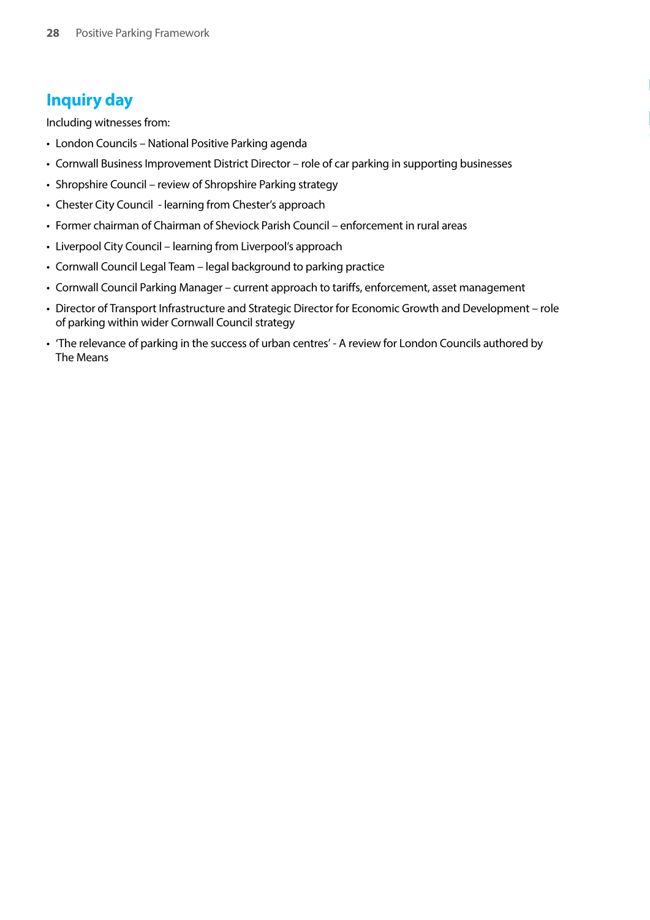## Inquiry day

Including witnesses from:

- London Councils – National Positive Parking agenda
- Cornwall Business Improvement District Director – role of car parking in supporting businesses
- Shropshire Council – review of Shropshire Parking strategy
- Chester City Council - learning from Chester's approach
- Former chairman of Chairman of Sheviock Parish Council – enforcement in rural areas
- Liverpool City Council – learning from Liverpool's approach
- Cornwall Council Legal Team – legal background to parking practice
- Cornwall Council Parking Manager – current approach to tariffs, enforcement, asset management
- Director of Transport Infrastructure and Strategic Director for Economic Growth and Development – role of parking within wider Cornwall Council strategy
- 'The relevance of parking in the success of urban centres' - A review for London Councils authored by The Means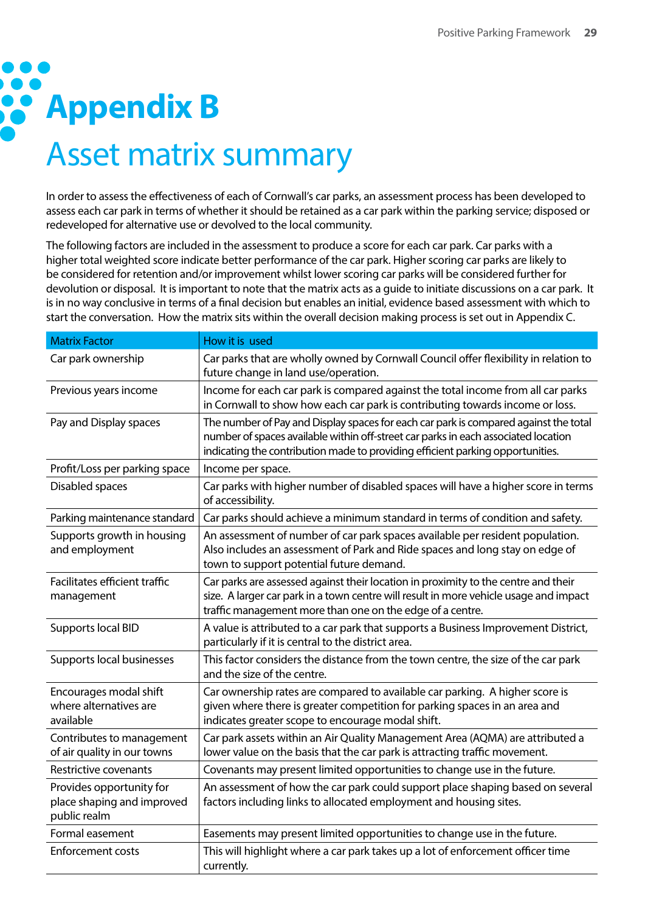# Appendix B

## Asset matrix summary

In order to assess the effectiveness of each of Cornwall's car parks, an assessment process has been developed to assess each car park in terms of whether it should be retained as a car park within the parking service; disposed or redeveloped for alternative use or devolved to the local community.

The following factors are included in the assessment to produce a score for each car park. Car parks with a higher total weighted score indicate better performance of the car park. Higher scoring car parks are likely to be considered for retention and/or improvement whilst lower scoring car parks will be considered further for devolution or disposal. It is important to note that the matrix acts as a guide to initiate discussions on a car park. It is in no way conclusive in terms of a final decision but enables an initial, evidence based assessment with which to start the conversation. How the matrix sits within the overall decision making process is set out in Appendix C.

| Matrix Factor | How it is used |
|---|---|
| Car park ownership | Car parks that are wholly owned by Cornwall Council offer flexibility in relation to future change in land use/operation. |
| Previous years income | Income for each car park is compared against the total income from all car parks in Cornwall to show how each car park is contributing towards income or loss. |
| Pay and Display spaces | The number of Pay and Display spaces for each car park is compared against the total number of spaces available within off-street car parks in each associated location indicating the contribution made to providing efficient parking opportunities. |
| Profit/Loss per parking space | Income per space. |
| Disabled spaces | Car parks with higher number of disabled spaces will have a higher score in terms of accessibility. |
| Parking maintenance standard | Car parks should achieve a minimum standard in terms of condition and safety. |
| Supports growth in housing and employment | An assessment of number of car park spaces available per resident population. Also includes an assessment of Park and Ride spaces and long stay on edge of town to support potential future demand. |
| Facilitates efficient traffic management | Car parks are assessed against their location in proximity to the centre and their size. A larger car park in a town centre will result in more vehicle usage and impact traffic management more than one on the edge of a centre. |
| Supports local BID | A value is attributed to a car park that supports a Business Improvement District, particularly if it is central to the district area. |
| Supports local businesses | This factor considers the distance from the town centre, the size of the car park and the size of the centre. |
| Encourages modal shift where alternatives are available | Car ownership rates are compared to available car parking. A higher score is given where there is greater competition for parking spaces in an area and indicates greater scope to encourage modal shift. |
| Contributes to management of air quality in our towns | Car park assets within an Air Quality Management Area (AQMA) are attributed a lower value on the basis that the car park is attracting traffic movement. |
| Restrictive covenants | Covenants may present limited opportunities to change use in the future. |
| Provides opportunity for place shaping and improved public realm | An assessment of how the car park could support place shaping based on several factors including links to allocated employment and housing sites. |
| Formal easement | Easements may present limited opportunities to change use in the future. |
| Enforcement costs | This will highlight where a car park takes up a lot of enforcement officer time currently. |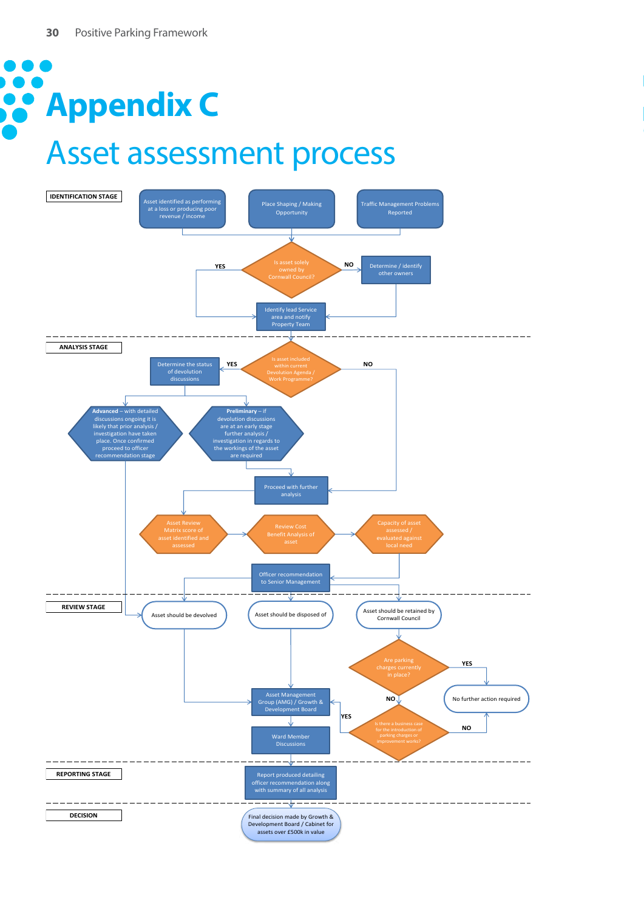# Appendix C

## Asset assessment process

**IDENTIFICATION STAGE**

- Asset identified as performing at a loss or producing poor revenue / income
- Place Shaping / Making Opportunity
- Traffic Management Problems Reported

Is asset solely owned by Cornwall Council?
- YES → Identify lead Service area and notify Property Team
- NO → Determine / identify other owners → Identify lead Service area and notify Property Team

**ANALYSIS STAGE**

Is asset included within current Devolution Agenda / Work Programme?
- YES → Determine the status of devolution discussions
  - **Advanced** – with detailed discussions ongoing it is likely that prior analysis / investigation have taken place. Once confirmed proceed to officer recommendation stage
  - **Preliminary** – if devolution discussions are at an early stage further analysis / investigation in regards to the workings of the asset are required → Proceed with further analysis
- NO → Proceed with further analysis

Proceed with further analysis → Asset Review Matrix score of asset identified and assessed → Review Cost Benefit Analysis of asset → Capacity of asset assessed / evaluated against local need → Officer recommendation to Senior Management

**REVIEW STAGE**

- Asset should be devolved → Asset Management Group (AMG) / Growth & Development Board
- Asset should be disposed of → Asset Management Group (AMG) / Growth & Development Board
- Asset should be retained by Cornwall Council → Are parking charges currently in place?
  - YES → No further action required
  - NO → Is there a business case for the introduction of parking charges or improvement works?
    - YES → Asset Management Group (AMG) / Growth & Development Board
    - NO → No further action required

Asset Management Group (AMG) / Growth & Development Board → Ward Member Discussions

**REPORTING STAGE**

Report produced detailing officer recommendation along with summary of all analysis

**DECISION**

Final decision made by Growth & Development Board / Cabinet for assets over £500k in value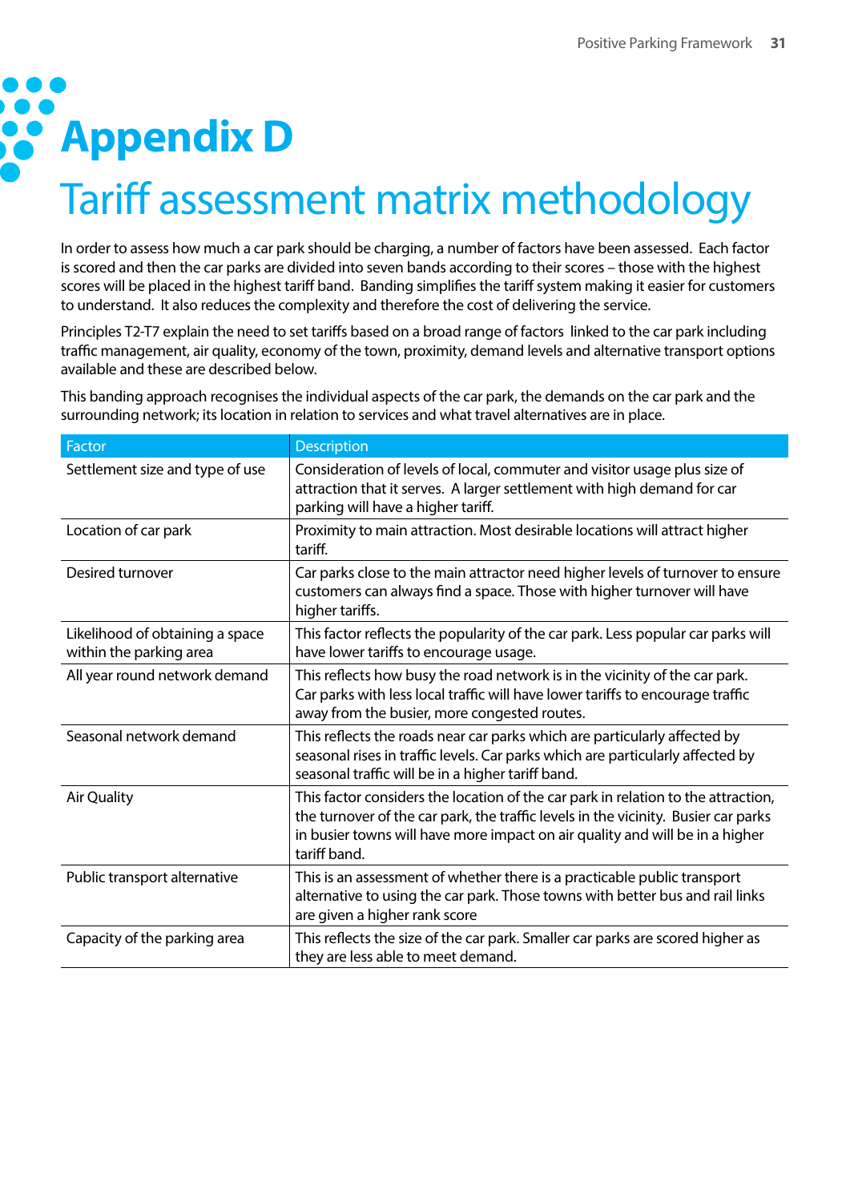# Appendix D

## Tariff assessment matrix methodology

In order to assess how much a car park should be charging, a number of factors have been assessed. Each factor is scored and then the car parks are divided into seven bands according to their scores – those with the highest scores will be placed in the highest tariff band. Banding simplifies the tariff system making it easier for customers to understand. It also reduces the complexity and therefore the cost of delivering the service.

Principles T2-T7 explain the need to set tariffs based on a broad range of factors linked to the car park including traffic management, air quality, economy of the town, proximity, demand levels and alternative transport options available and these are described below.

This banding approach recognises the individual aspects of the car park, the demands on the car park and the surrounding network; its location in relation to services and what travel alternatives are in place.

| Factor | Description |
| --- | --- |
| Settlement size and type of use | Consideration of levels of local, commuter and visitor usage plus size of attraction that it serves. A larger settlement with high demand for car parking will have a higher tariff. |
| Location of car park | Proximity to main attraction. Most desirable locations will attract higher tariff. |
| Desired turnover | Car parks close to the main attractor need higher levels of turnover to ensure customers can always find a space. Those with higher turnover will have higher tariffs. |
| Likelihood of obtaining a space within the parking area | This factor reflects the popularity of the car park. Less popular car parks will have lower tariffs to encourage usage. |
| All year round network demand | This reflects how busy the road network is in the vicinity of the car park. Car parks with less local traffic will have lower tariffs to encourage traffic away from the busier, more congested routes. |
| Seasonal network demand | This reflects the roads near car parks which are particularly affected by seasonal rises in traffic levels. Car parks which are particularly affected by seasonal traffic will be in a higher tariff band. |
| Air Quality | This factor considers the location of the car park in relation to the attraction, the turnover of the car park, the traffic levels in the vicinity. Busier car parks in busier towns will have more impact on air quality and will be in a higher tariff band. |
| Public transport alternative | This is an assessment of whether there is a practicable public transport alternative to using the car park. Those towns with better bus and rail links are given a higher rank score |
| Capacity of the parking area | This reflects the size of the car park. Smaller car parks are scored higher as they are less able to meet demand. |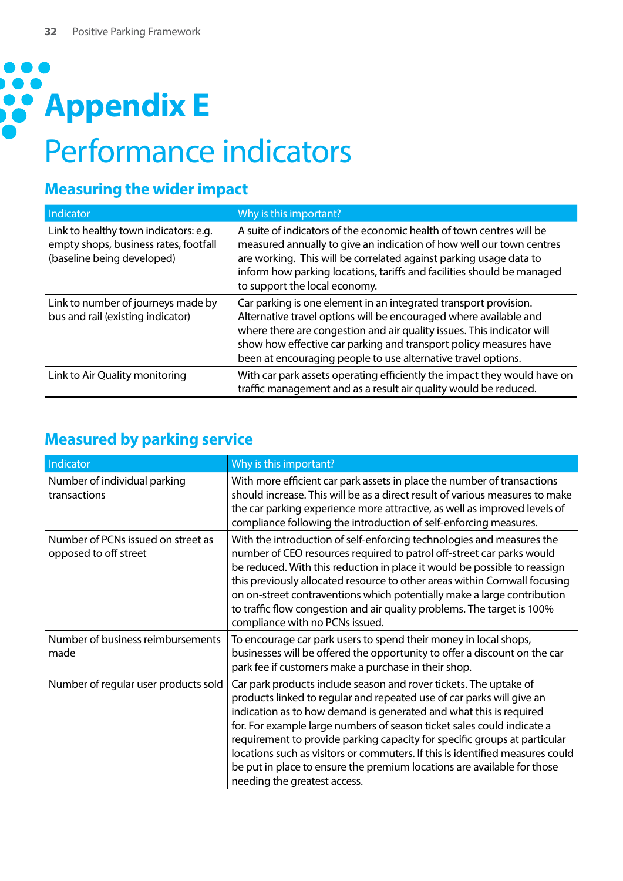# Appendix E

# Performance indicators

## Measuring the wider impact

| Indicator | Why is this important? |
|---|---|
| Link to healthy town indicators: e.g. empty shops, business rates, footfall (baseline being developed) | A suite of indicators of the economic health of town centres will be measured annually to give an indication of how well our town centres are working.  This will be correlated against parking usage data to inform how parking locations, tariffs and facilities should be managed to support the local economy. |
| Link to number of journeys made by bus and rail (existing indicator) | Car parking is one element in an integrated transport provision. Alternative travel options will be encouraged where available and where there are congestion and air quality issues. This indicator will show how effective car parking and transport policy measures have been at encouraging people to use alternative travel options. |
| Link to Air Quality monitoring | With car park assets operating efficiently the impact they would have on traffic management and as a result air quality would be reduced. |

## Measured by parking service

| Indicator | Why is this important? |
|---|---|
| Number of individual parking transactions | With more efficient car park assets in place the number of transactions should increase. This will be as a direct result of various measures to make the car parking experience more attractive, as well as improved levels of compliance following the introduction of self-enforcing measures. |
| Number of PCNs issued on street as opposed to off street | With the introduction of self-enforcing technologies and measures the number of CEO resources required to patrol off-street car parks would be reduced. With this reduction in place it would be possible to reassign this previously allocated resource to other areas within Cornwall focusing on on-street contraventions which potentially make a large contribution to traffic flow congestion and air quality problems. The target is 100% compliance with no PCNs issued. |
| Number of business reimbursements made | To encourage car park users to spend their money in local shops, businesses will be offered the opportunity to offer a discount on the car park fee if customers make a purchase in their shop. |
| Number of regular user products sold | Car park products include season and rover tickets. The uptake of products linked to regular and repeated use of car parks will give an indication as to how demand is generated and what this is required for. For example large numbers of season ticket sales could indicate a requirement to provide parking capacity for specific groups at particular locations such as visitors or commuters. If this is identified measures could be put in place to ensure the premium locations are available for those needing the greatest access. |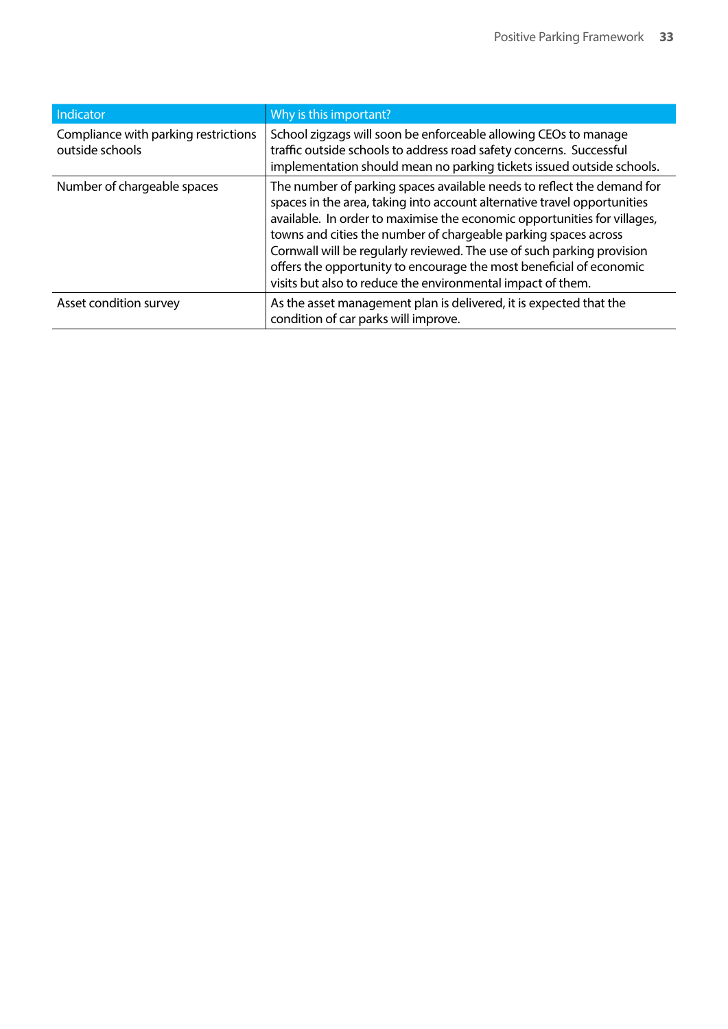| Indicator | Why is this important? |
| --- | --- |
| Compliance with parking restrictions outside schools | School zigzags will soon be enforceable allowing CEOs to manage traffic outside schools to address road safety concerns. Successful implementation should mean no parking tickets issued outside schools. |
| Number of chargeable spaces | The number of parking spaces available needs to reflect the demand for spaces in the area, taking into account alternative travel opportunities available. In order to maximise the economic opportunities for villages, towns and cities the number of chargeable parking spaces across Cornwall will be regularly reviewed. The use of such parking provision offers the opportunity to encourage the most beneficial of economic visits but also to reduce the environmental impact of them. |
| Asset condition survey | As the asset management plan is delivered, it is expected that the condition of car parks will improve. |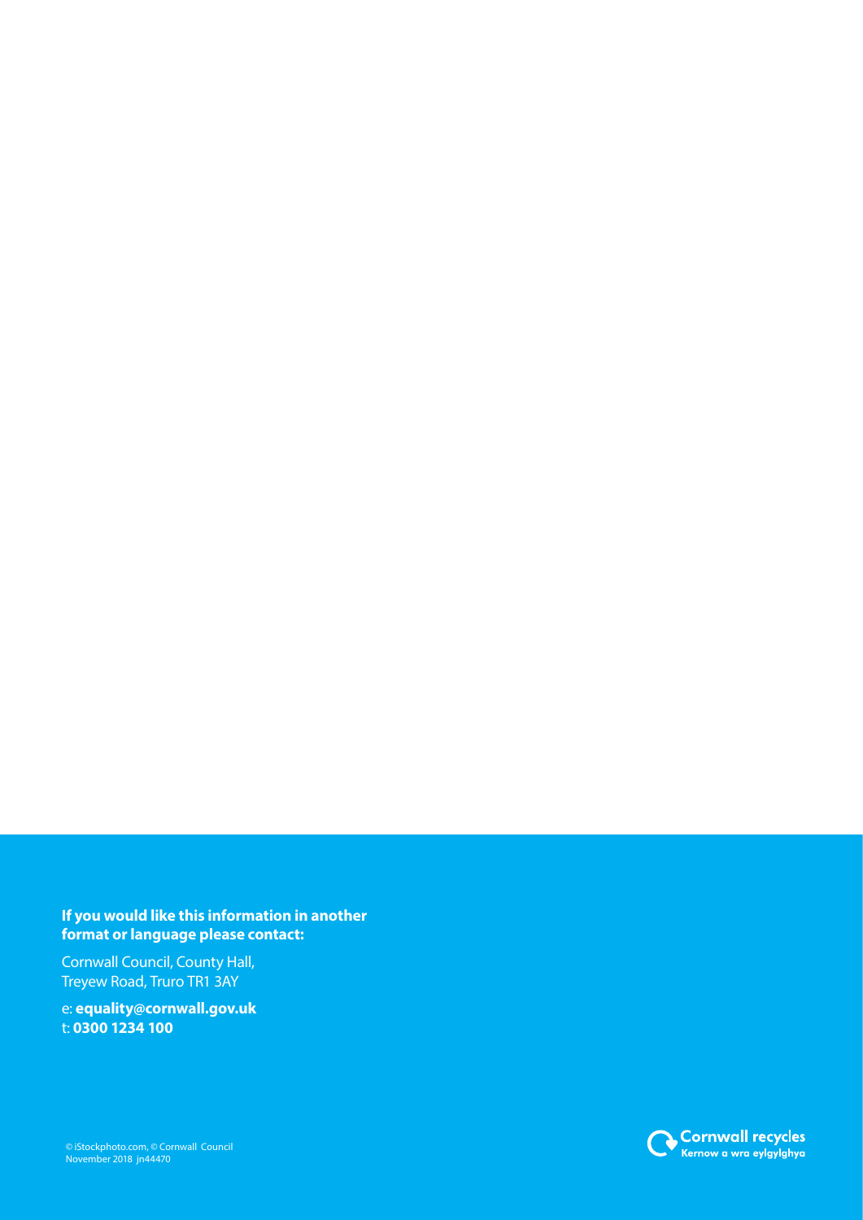**If you would like this information in another format or language please contact:**

Cornwall Council, County Hall,
Treyew Road, Truro TR1 3AY

e: **equality@cornwall.gov.uk**
t: **0300 1234 100**

© iStockphoto.com, © Cornwall Council
November 2018 jn44470

Cornwall recycles
Kernow a wra eylgylghya